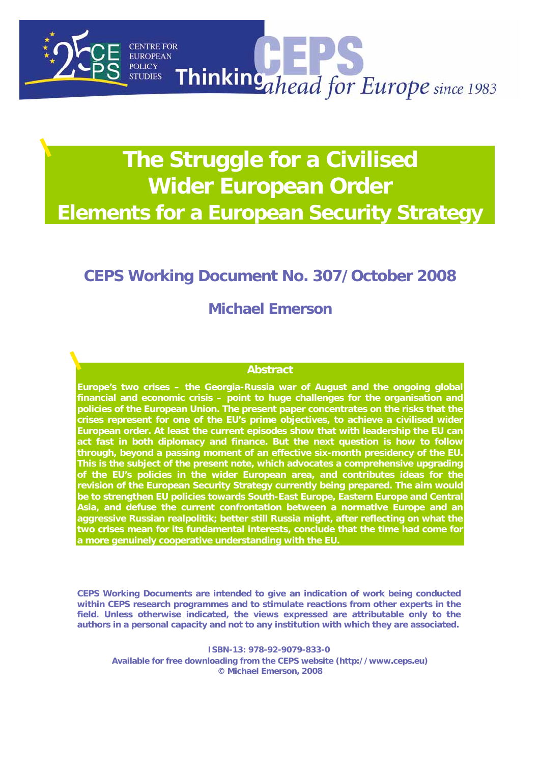CENTRE FOR EUROPEAN POLICY STUDIES

Thinking ahead for Europe since 1983

# The Struggle for a Civilised Wider European Order
# Elements for a European Security Strategy

## CEPS Working Document No. 307/October 2008

## Michael Emerson

### Abstract

**Europe's two crises – the Georgia-Russia war of August and the ongoing global financial and economic crisis – point to huge challenges for the organisation and policies of the European Union. The present paper concentrates on the risks that the crises represent for one of the EU's prime objectives, to achieve a civilised wider European order. At least the current episodes show that with leadership the EU can act fast in both diplomacy and finance. But the next question is how to follow through, beyond a passing moment of an effective six-month presidency of the EU. This is the subject of the present note, which advocates a comprehensive upgrading of the EU's policies in the wider European area, and contributes ideas for the revision of the European Security Strategy currently being prepared. The aim would be to strengthen EU policies towards South-East Europe, Eastern Europe and Central Asia, and defuse the current confrontation between a normative Europe and an aggressive Russian realpolitik; better still Russia might, after reflecting on what the two crises mean for its fundamental interests, conclude that the time had come for a more genuinely cooperative understanding with the EU.**

**CEPS Working Documents are intended to give an indication of work being conducted within CEPS research programmes and to stimulate reactions from other experts in the field. Unless otherwise indicated, the views expressed are attributable only to the authors in a personal capacity and not to any institution with which they are associated.**

**ISBN-13: 978-92-9079-833-0**
**Available for free downloading from the CEPS website (http://www.ceps.eu)**
**© Michael Emerson, 2008**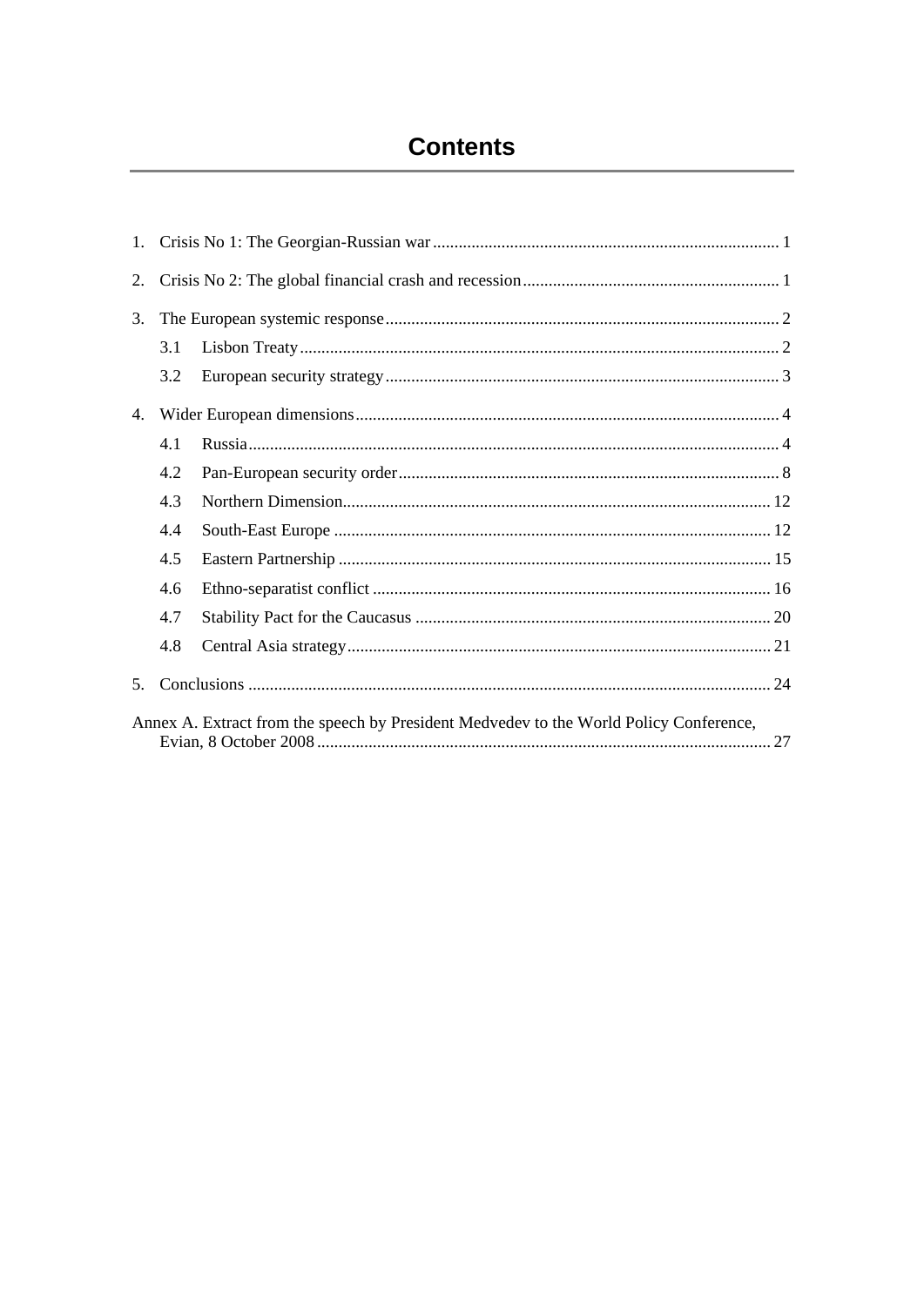# Contents

1. Crisis No 1: The Georgian-Russian war ... 1
2. Crisis No 2: The global financial crash and recession ... 1
3. The European systemic response ... 2
   - 3.1 Lisbon Treaty ... 2
   - 3.2 European security strategy ... 3
4. Wider European dimensions ... 4
   - 4.1 Russia ... 4
   - 4.2 Pan-European security order ... 8
   - 4.3 Northern Dimension ... 12
   - 4.4 South-East Europe ... 12
   - 4.5 Eastern Partnership ... 15
   - 4.6 Ethno-separatist conflict ... 16
   - 4.7 Stability Pact for the Caucasus ... 20
   - 4.8 Central Asia strategy ... 21
5. Conclusions ... 24

Annex A. Extract from the speech by President Medvedev to the World Policy Conference, Evian, 8 October 2008 ... 27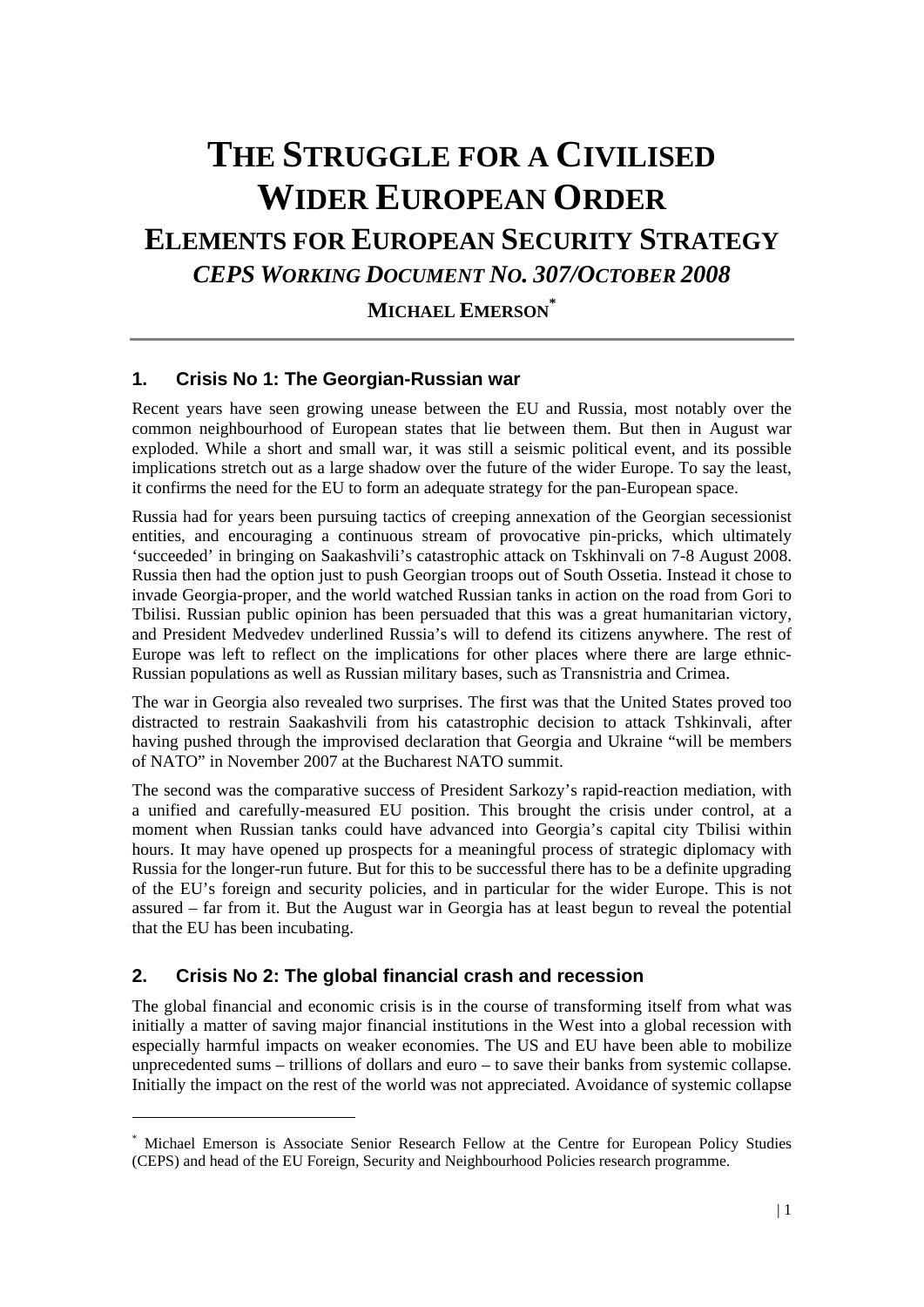# THE STRUGGLE FOR A CIVILISED WIDER EUROPEAN ORDER

## ELEMENTS FOR EUROPEAN SECURITY STRATEGY

### *CEPS WORKING DOCUMENT NO. 307/OCTOBER 2008*

**MICHAEL EMERSON***

## 1. Crisis No 1: The Georgian-Russian war

Recent years have seen growing unease between the EU and Russia, most notably over the common neighbourhood of European states that lie between them. But then in August war exploded. While a short and small war, it was still a seismic political event, and its possible implications stretch out as a large shadow over the future of the wider Europe. To say the least, it confirms the need for the EU to form an adequate strategy for the pan-European space.

Russia had for years been pursuing tactics of creeping annexation of the Georgian secessionist entities, and encouraging a continuous stream of provocative pin-pricks, which ultimately 'succeeded' in bringing on Saakashvili's catastrophic attack on Tskhinvali on 7-8 August 2008. Russia then had the option just to push Georgian troops out of South Ossetia. Instead it chose to invade Georgia-proper, and the world watched Russian tanks in action on the road from Gori to Tbilisi. Russian public opinion has been persuaded that this was a great humanitarian victory, and President Medvedev underlined Russia's will to defend its citizens anywhere. The rest of Europe was left to reflect on the implications for other places where there are large ethnic-Russian populations as well as Russian military bases, such as Transnistria and Crimea.

The war in Georgia also revealed two surprises. The first was that the United States proved too distracted to restrain Saakashvili from his catastrophic decision to attack Tshkinvali, after having pushed through the improvised declaration that Georgia and Ukraine "will be members of NATO" in November 2007 at the Bucharest NATO summit.

The second was the comparative success of President Sarkozy's rapid-reaction mediation, with a unified and carefully-measured EU position. This brought the crisis under control, at a moment when Russian tanks could have advanced into Georgia's capital city Tbilisi within hours. It may have opened up prospects for a meaningful process of strategic diplomacy with Russia for the longer-run future. But for this to be successful there has to be a definite upgrading of the EU's foreign and security policies, and in particular for the wider Europe. This is not assured – far from it. But the August war in Georgia has at least begun to reveal the potential that the EU has been incubating.

## 2. Crisis No 2: The global financial crash and recession

The global financial and economic crisis is in the course of transforming itself from what was initially a matter of saving major financial institutions in the West into a global recession with especially harmful impacts on weaker economies. The US and EU have been able to mobilize unprecedented sums – trillions of dollars and euro – to save their banks from systemic collapse. Initially the impact on the rest of the world was not appreciated. Avoidance of systemic collapse

---

* Michael Emerson is Associate Senior Research Fellow at the Centre for European Policy Studies (CEPS) and head of the EU Foreign, Security and Neighbourhood Policies research programme.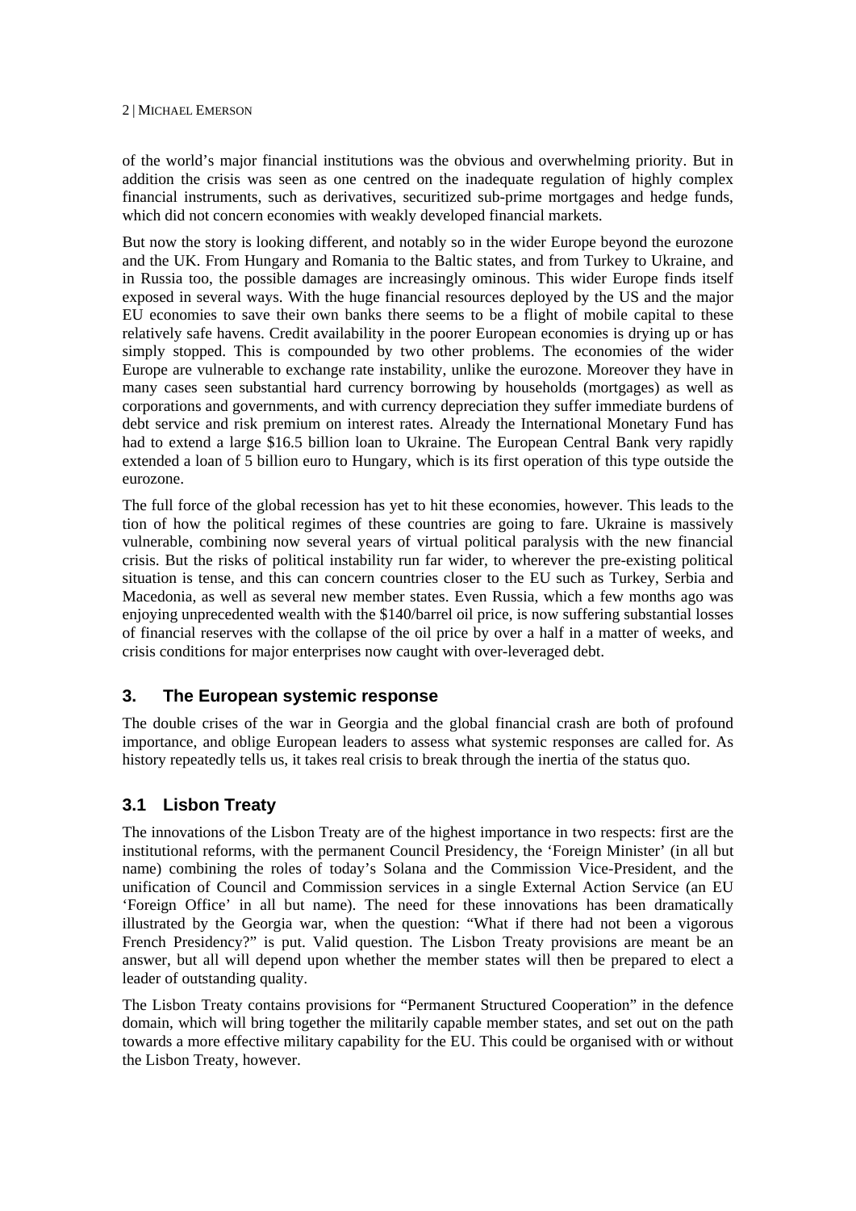of the world's major financial institutions was the obvious and overwhelming priority. But in addition the crisis was seen as one centred on the inadequate regulation of highly complex financial instruments, such as derivatives, securitized sub-prime mortgages and hedge funds, which did not concern economies with weakly developed financial markets.

But now the story is looking different, and notably so in the wider Europe beyond the eurozone and the UK. From Hungary and Romania to the Baltic states, and from Turkey to Ukraine, and in Russia too, the possible damages are increasingly ominous. This wider Europe finds itself exposed in several ways. With the huge financial resources deployed by the US and the major EU economies to save their own banks there seems to be a flight of mobile capital to these relatively safe havens. Credit availability in the poorer European economies is drying up or has simply stopped. This is compounded by two other problems. The economies of the wider Europe are vulnerable to exchange rate instability, unlike the eurozone. Moreover they have in many cases seen substantial hard currency borrowing by households (mortgages) as well as corporations and governments, and with currency depreciation they suffer immediate burdens of debt service and risk premium on interest rates. Already the International Monetary Fund has had to extend a large $16.5 billion loan to Ukraine. The European Central Bank very rapidly extended a loan of 5 billion euro to Hungary, which is its first operation of this type outside the eurozone.

The full force of the global recession has yet to hit these economies, however. This leads to the tion of how the political regimes of these countries are going to fare. Ukraine is massively vulnerable, combining now several years of virtual political paralysis with the new financial crisis. But the risks of political instability run far wider, to wherever the pre-existing political situation is tense, and this can concern countries closer to the EU such as Turkey, Serbia and Macedonia, as well as several new member states. Even Russia, which a few months ago was enjoying unprecedented wealth with the $140/barrel oil price, is now suffering substantial losses of financial reserves with the collapse of the oil price by over a half in a matter of weeks, and crisis conditions for major enterprises now caught with over-leveraged debt.

## 3. The European systemic response

The double crises of the war in Georgia and the global financial crash are both of profound importance, and oblige European leaders to assess what systemic responses are called for. As history repeatedly tells us, it takes real crisis to break through the inertia of the status quo.

### 3.1 Lisbon Treaty

The innovations of the Lisbon Treaty are of the highest importance in two respects: first are the institutional reforms, with the permanent Council Presidency, the 'Foreign Minister' (in all but name) combining the roles of today's Solana and the Commission Vice-President, and the unification of Council and Commission services in a single External Action Service (an EU 'Foreign Office' in all but name). The need for these innovations has been dramatically illustrated by the Georgia war, when the question: "What if there had not been a vigorous French Presidency?" is put. Valid question. The Lisbon Treaty provisions are meant be an answer, but all will depend upon whether the member states will then be prepared to elect a leader of outstanding quality.

The Lisbon Treaty contains provisions for "Permanent Structured Cooperation" in the defence domain, which will bring together the militarily capable member states, and set out on the path towards a more effective military capability for the EU. This could be organised with or without the Lisbon Treaty, however.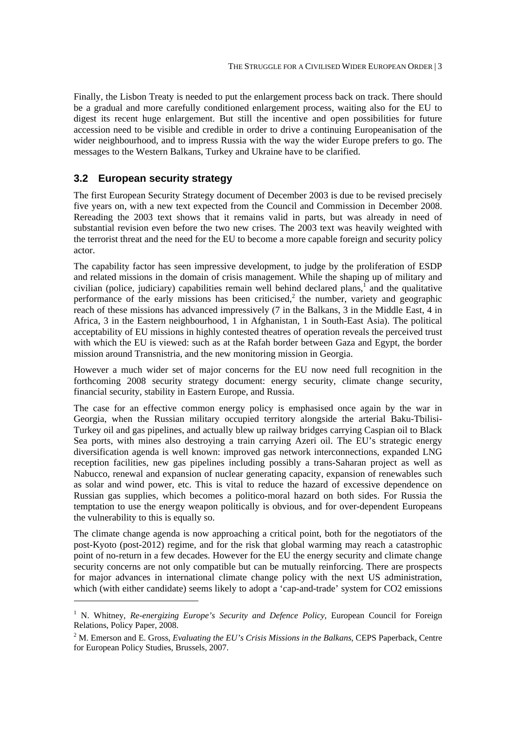Finally, the Lisbon Treaty is needed to put the enlargement process back on track. There should be a gradual and more carefully conditioned enlargement process, waiting also for the EU to digest its recent huge enlargement. But still the incentive and open possibilities for future accession need to be visible and credible in order to drive a continuing Europeanisation of the wider neighbourhood, and to impress Russia with the way the wider Europe prefers to go. The messages to the Western Balkans, Turkey and Ukraine have to be clarified.

## 3.2 European security strategy

The first European Security Strategy document of December 2003 is due to be revised precisely five years on, with a new text expected from the Council and Commission in December 2008. Rereading the 2003 text shows that it remains valid in parts, but was already in need of substantial revision even before the two new crises. The 2003 text was heavily weighted with the terrorist threat and the need for the EU to become a more capable foreign and security policy actor.

The capability factor has seen impressive development, to judge by the proliferation of ESDP and related missions in the domain of crisis management. While the shaping up of military and civilian (police, judiciary) capabilities remain well behind declared plans,[1] and the qualitative performance of the early missions has been criticised,[2] the number, variety and geographic reach of these missions has advanced impressively (7 in the Balkans, 3 in the Middle East, 4 in Africa, 3 in the Eastern neighbourhood, 1 in Afghanistan, 1 in South-East Asia). The political acceptability of EU missions in highly contested theatres of operation reveals the perceived trust with which the EU is viewed: such as at the Rafah border between Gaza and Egypt, the border mission around Transnistria, and the new monitoring mission in Georgia.

However a much wider set of major concerns for the EU now need full recognition in the forthcoming 2008 security strategy document: energy security, climate change security, financial security, stability in Eastern Europe, and Russia.

The case for an effective common energy policy is emphasised once again by the war in Georgia, when the Russian military occupied territory alongside the arterial Baku-Tbilisi-Turkey oil and gas pipelines, and actually blew up railway bridges carrying Caspian oil to Black Sea ports, with mines also destroying a train carrying Azeri oil. The EU's strategic energy diversification agenda is well known: improved gas network interconnections, expanded LNG reception facilities, new gas pipelines including possibly a trans-Saharan project as well as Nabucco, renewal and expansion of nuclear generating capacity, expansion of renewables such as solar and wind power, etc. This is vital to reduce the hazard of excessive dependence on Russian gas supplies, which becomes a politico-moral hazard on both sides. For Russia the temptation to use the energy weapon politically is obvious, and for over-dependent Europeans the vulnerability to this is equally so.

The climate change agenda is now approaching a critical point, both for the negotiators of the post-Kyoto (post-2012) regime, and for the risk that global warming may reach a catastrophic point of no-return in a few decades. However for the EU the energy security and climate change security concerns are not only compatible but can be mutually reinforcing. There are prospects for major advances in international climate change policy with the next US administration, which (with either candidate) seems likely to adopt a 'cap-and-trade' system for $CO_2$ emissions

---

[1] N. Whitney, *Re-energizing Europe's Security and Defence Policy*, European Council for Foreign Relations, Policy Paper, 2008.

[2] M. Emerson and E. Gross, *Evaluating the EU's Crisis Missions in the Balkans*, CEPS Paperback, Centre for European Policy Studies, Brussels, 2007.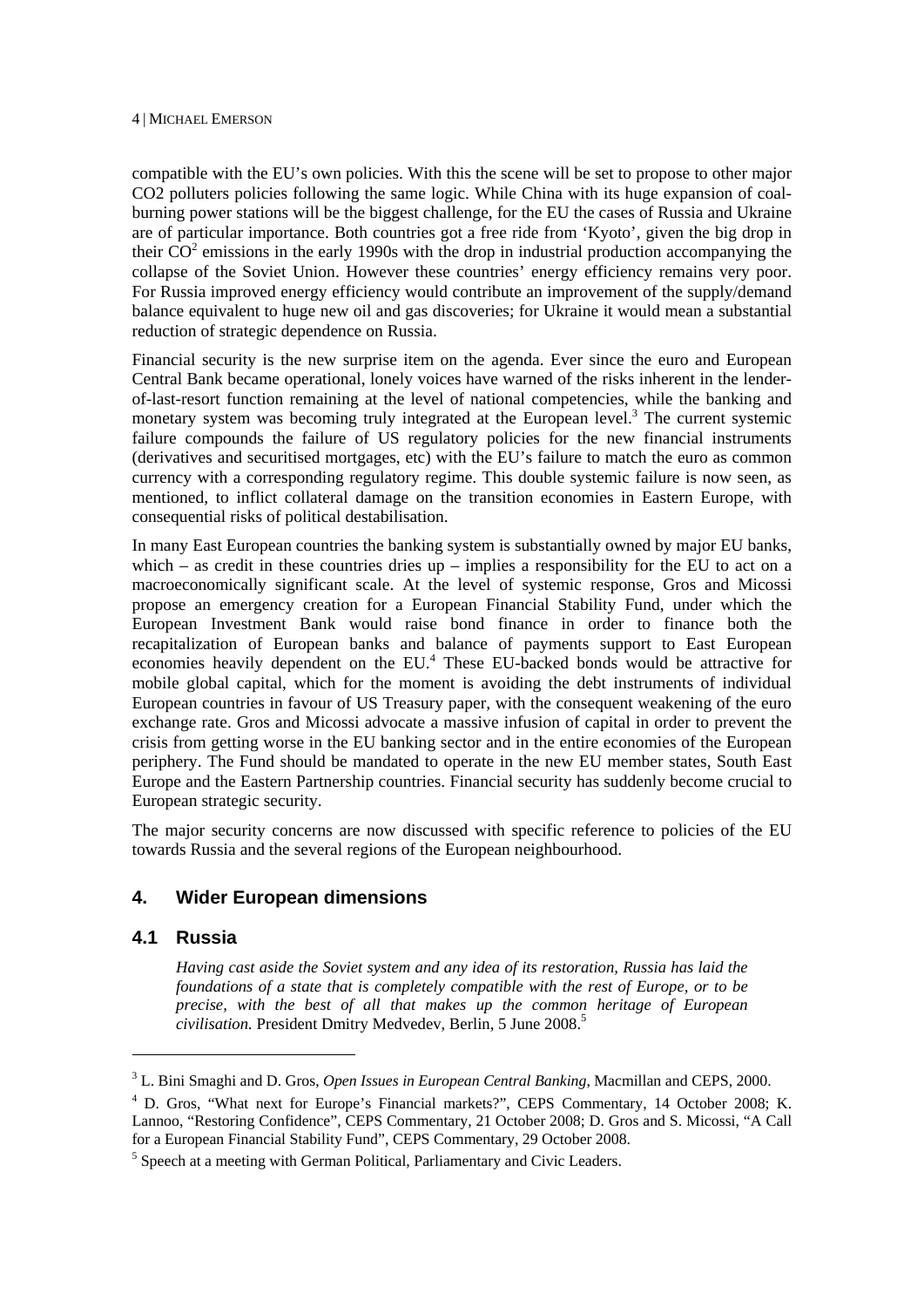compatible with the EU's own policies. With this the scene will be set to propose to other major CO2 polluters policies following the same logic. While China with its huge expansion of coal-burning power stations will be the biggest challenge, for the EU the cases of Russia and Ukraine are of particular importance. Both countries got a free ride from 'Kyoto', given the big drop in their $CO^2$ emissions in the early 1990s with the drop in industrial production accompanying the collapse of the Soviet Union. However these countries' energy efficiency remains very poor. For Russia improved energy efficiency would contribute an improvement of the supply/demand balance equivalent to huge new oil and gas discoveries; for Ukraine it would mean a substantial reduction of strategic dependence on Russia.

Financial security is the new surprise item on the agenda. Ever since the euro and European Central Bank became operational, lonely voices have warned of the risks inherent in the lender-of-last-resort function remaining at the level of national competencies, while the banking and monetary system was becoming truly integrated at the European level.[3] The current systemic failure compounds the failure of US regulatory policies for the new financial instruments (derivatives and securitised mortgages, etc) with the EU's failure to match the euro as common currency with a corresponding regulatory regime. This double systemic failure is now seen, as mentioned, to inflict collateral damage on the transition economies in Eastern Europe, with consequential risks of political destabilisation.

In many East European countries the banking system is substantially owned by major EU banks, which – as credit in these countries dries up – implies a responsibility for the EU to act on a macroeconomically significant scale. At the level of systemic response, Gros and Micossi propose an emergency creation for a European Financial Stability Fund, under which the European Investment Bank would raise bond finance in order to finance both the recapitalization of European banks and balance of payments support to East European economies heavily dependent on the EU.[4] These EU-backed bonds would be attractive for mobile global capital, which for the moment is avoiding the debt instruments of individual European countries in favour of US Treasury paper, with the consequent weakening of the euro exchange rate. Gros and Micossi advocate a massive infusion of capital in order to prevent the crisis from getting worse in the EU banking sector and in the entire economies of the European periphery. The Fund should be mandated to operate in the new EU member states, South East Europe and the Eastern Partnership countries. Financial security has suddenly become crucial to European strategic security.

The major security concerns are now discussed with specific reference to policies of the EU towards Russia and the several regions of the European neighbourhood.

## 4. Wider European dimensions

### 4.1 Russia

> *Having cast aside the Soviet system and any idea of its restoration, Russia has laid the foundations of a state that is completely compatible with the rest of Europe, or to be precise, with the best of all that makes up the common heritage of European civilisation.* President Dmitry Medvedev, Berlin, 5 June 2008.[5]

---

[3] L. Bini Smaghi and D. Gros, *Open Issues in European Central Banking*, Macmillan and CEPS, 2000.

[4] D. Gros, "What next for Europe's Financial markets?", CEPS Commentary, 14 October 2008; K. Lannoo, "Restoring Confidence", CEPS Commentary, 21 October 2008; D. Gros and S. Micossi, "A Call for a European Financial Stability Fund", CEPS Commentary, 29 October 2008.

[5] Speech at a meeting with German Political, Parliamentary and Civic Leaders.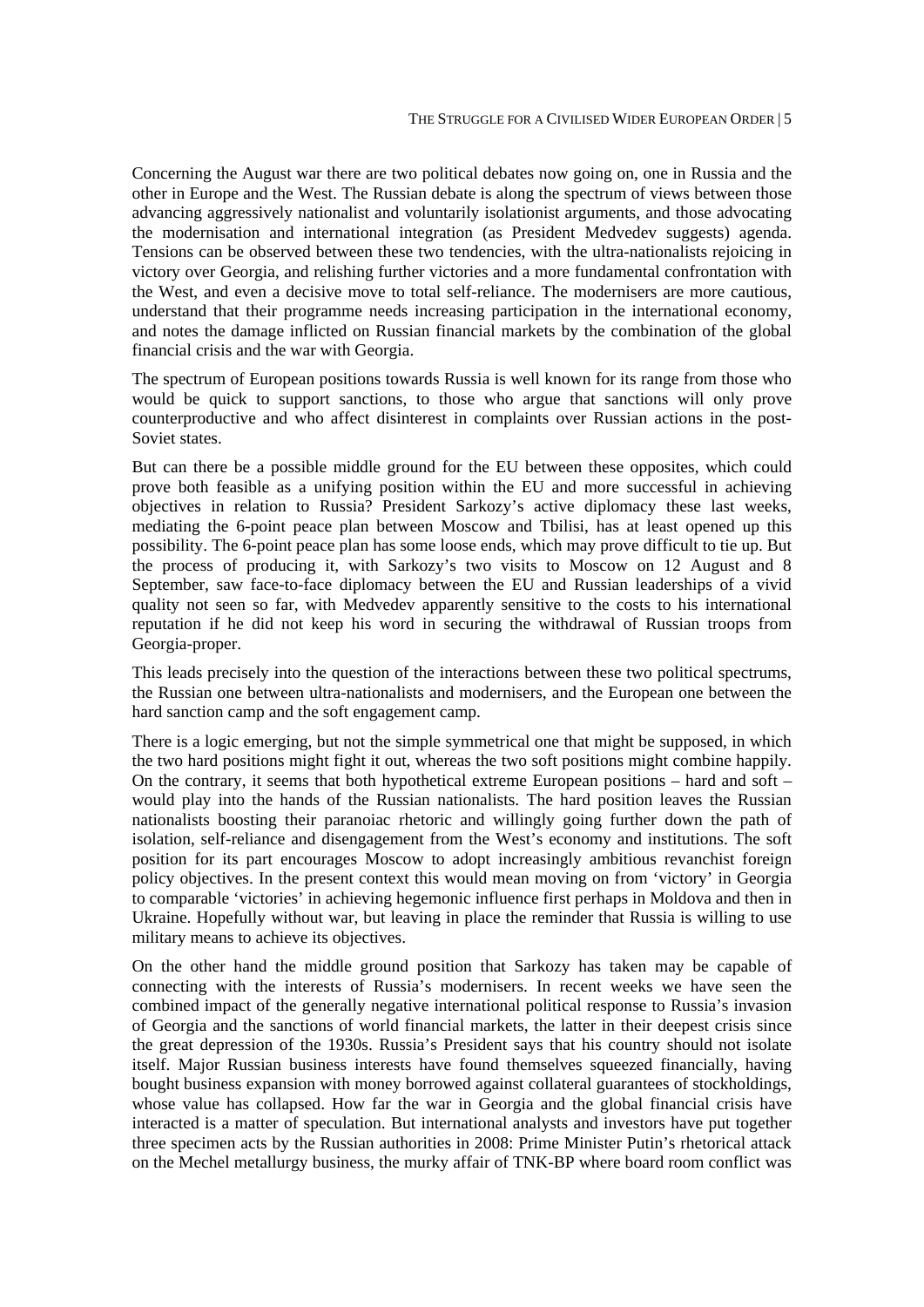Concerning the August war there are two political debates now going on, one in Russia and the other in Europe and the West. The Russian debate is along the spectrum of views between those advancing aggressively nationalist and voluntarily isolationist arguments, and those advocating the modernisation and international integration (as President Medvedev suggests) agenda. Tensions can be observed between these two tendencies, with the ultra-nationalists rejoicing in victory over Georgia, and relishing further victories and a more fundamental confrontation with the West, and even a decisive move to total self-reliance. The modernisers are more cautious, understand that their programme needs increasing participation in the international economy, and notes the damage inflicted on Russian financial markets by the combination of the global financial crisis and the war with Georgia.

The spectrum of European positions towards Russia is well known for its range from those who would be quick to support sanctions, to those who argue that sanctions will only prove counterproductive and who affect disinterest in complaints over Russian actions in the post-Soviet states.

But can there be a possible middle ground for the EU between these opposites, which could prove both feasible as a unifying position within the EU and more successful in achieving objectives in relation to Russia? President Sarkozy's active diplomacy these last weeks, mediating the 6-point peace plan between Moscow and Tbilisi, has at least opened up this possibility. The 6-point peace plan has some loose ends, which may prove difficult to tie up. But the process of producing it, with Sarkozy's two visits to Moscow on 12 August and 8 September, saw face-to-face diplomacy between the EU and Russian leaderships of a vivid quality not seen so far, with Medvedev apparently sensitive to the costs to his international reputation if he did not keep his word in securing the withdrawal of Russian troops from Georgia-proper.

This leads precisely into the question of the interactions between these two political spectrums, the Russian one between ultra-nationalists and modernisers, and the European one between the hard sanction camp and the soft engagement camp.

There is a logic emerging, but not the simple symmetrical one that might be supposed, in which the two hard positions might fight it out, whereas the two soft positions might combine happily. On the contrary, it seems that both hypothetical extreme European positions – hard and soft – would play into the hands of the Russian nationalists. The hard position leaves the Russian nationalists boosting their paranoiac rhetoric and willingly going further down the path of isolation, self-reliance and disengagement from the West's economy and institutions. The soft position for its part encourages Moscow to adopt increasingly ambitious revanchist foreign policy objectives. In the present context this would mean moving on from 'victory' in Georgia to comparable 'victories' in achieving hegemonic influence first perhaps in Moldova and then in Ukraine. Hopefully without war, but leaving in place the reminder that Russia is willing to use military means to achieve its objectives.

On the other hand the middle ground position that Sarkozy has taken may be capable of connecting with the interests of Russia's modernisers. In recent weeks we have seen the combined impact of the generally negative international political response to Russia's invasion of Georgia and the sanctions of world financial markets, the latter in their deepest crisis since the great depression of the 1930s. Russia's President says that his country should not isolate itself. Major Russian business interests have found themselves squeezed financially, having bought business expansion with money borrowed against collateral guarantees of stockholdings, whose value has collapsed. How far the war in Georgia and the global financial crisis have interacted is a matter of speculation. But international analysts and investors have put together three specimen acts by the Russian authorities in 2008: Prime Minister Putin's rhetorical attack on the Mechel metallurgy business, the murky affair of TNK-BP where board room conflict was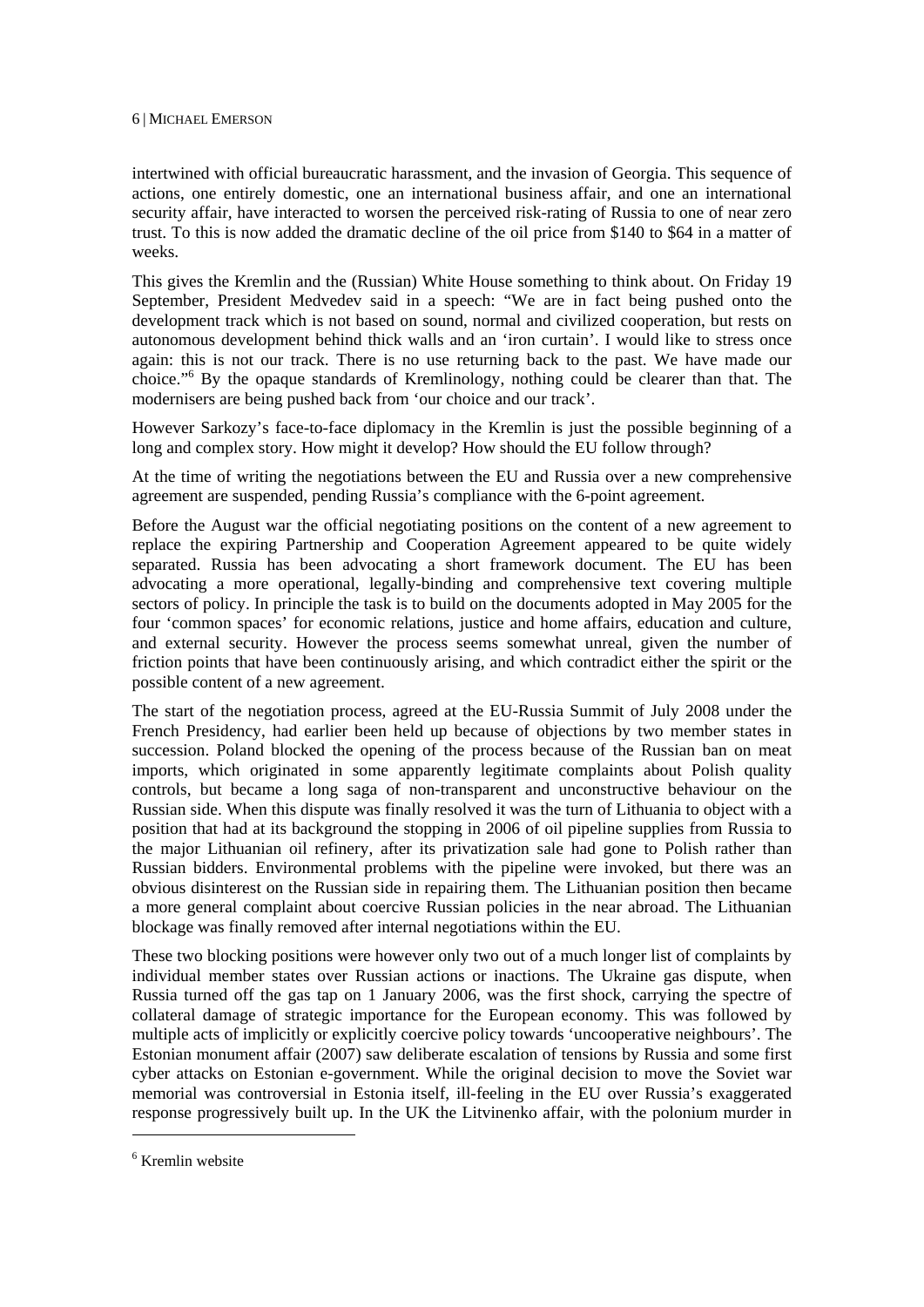intertwined with official bureaucratic harassment, and the invasion of Georgia. This sequence of actions, one entirely domestic, one an international business affair, and one an international security affair, have interacted to worsen the perceived risk-rating of Russia to one of near zero trust. To this is now added the dramatic decline of the oil price from $140 to $64 in a matter of weeks.

This gives the Kremlin and the (Russian) White House something to think about. On Friday 19 September, President Medvedev said in a speech: "We are in fact being pushed onto the development track which is not based on sound, normal and civilized cooperation, but rests on autonomous development behind thick walls and an 'iron curtain'. I would like to stress once again: this is not our track. There is no use returning back to the past. We have made our choice."[6] By the opaque standards of Kremlinology, nothing could be clearer than that. The modernisers are being pushed back from 'our choice and our track'.

However Sarkozy's face-to-face diplomacy in the Kremlin is just the possible beginning of a long and complex story. How might it develop? How should the EU follow through?

At the time of writing the negotiations between the EU and Russia over a new comprehensive agreement are suspended, pending Russia's compliance with the 6-point agreement.

Before the August war the official negotiating positions on the content of a new agreement to replace the expiring Partnership and Cooperation Agreement appeared to be quite widely separated. Russia has been advocating a short framework document. The EU has been advocating a more operational, legally-binding and comprehensive text covering multiple sectors of policy. In principle the task is to build on the documents adopted in May 2005 for the four 'common spaces' for economic relations, justice and home affairs, education and culture, and external security. However the process seems somewhat unreal, given the number of friction points that have been continuously arising, and which contradict either the spirit or the possible content of a new agreement.

The start of the negotiation process, agreed at the EU-Russia Summit of July 2008 under the French Presidency, had earlier been held up because of objections by two member states in succession. Poland blocked the opening of the process because of the Russian ban on meat imports, which originated in some apparently legitimate complaints about Polish quality controls, but became a long saga of non-transparent and unconstructive behaviour on the Russian side. When this dispute was finally resolved it was the turn of Lithuania to object with a position that had at its background the stopping in 2006 of oil pipeline supplies from Russia to the major Lithuanian oil refinery, after its privatization sale had gone to Polish rather than Russian bidders. Environmental problems with the pipeline were invoked, but there was an obvious disinterest on the Russian side in repairing them. The Lithuanian position then became a more general complaint about coercive Russian policies in the near abroad. The Lithuanian blockage was finally removed after internal negotiations within the EU.

These two blocking positions were however only two out of a much longer list of complaints by individual member states over Russian actions or inactions. The Ukraine gas dispute, when Russia turned off the gas tap on 1 January 2006, was the first shock, carrying the spectre of collateral damage of strategic importance for the European economy. This was followed by multiple acts of implicitly or explicitly coercive policy towards 'uncooperative neighbours'. The Estonian monument affair (2007) saw deliberate escalation of tensions by Russia and some first cyber attacks on Estonian e-government. While the original decision to move the Soviet war memorial was controversial in Estonia itself, ill-feeling in the EU over Russia's exaggerated response progressively built up. In the UK the Litvinenko affair, with the polonium murder in

[6] Kremlin website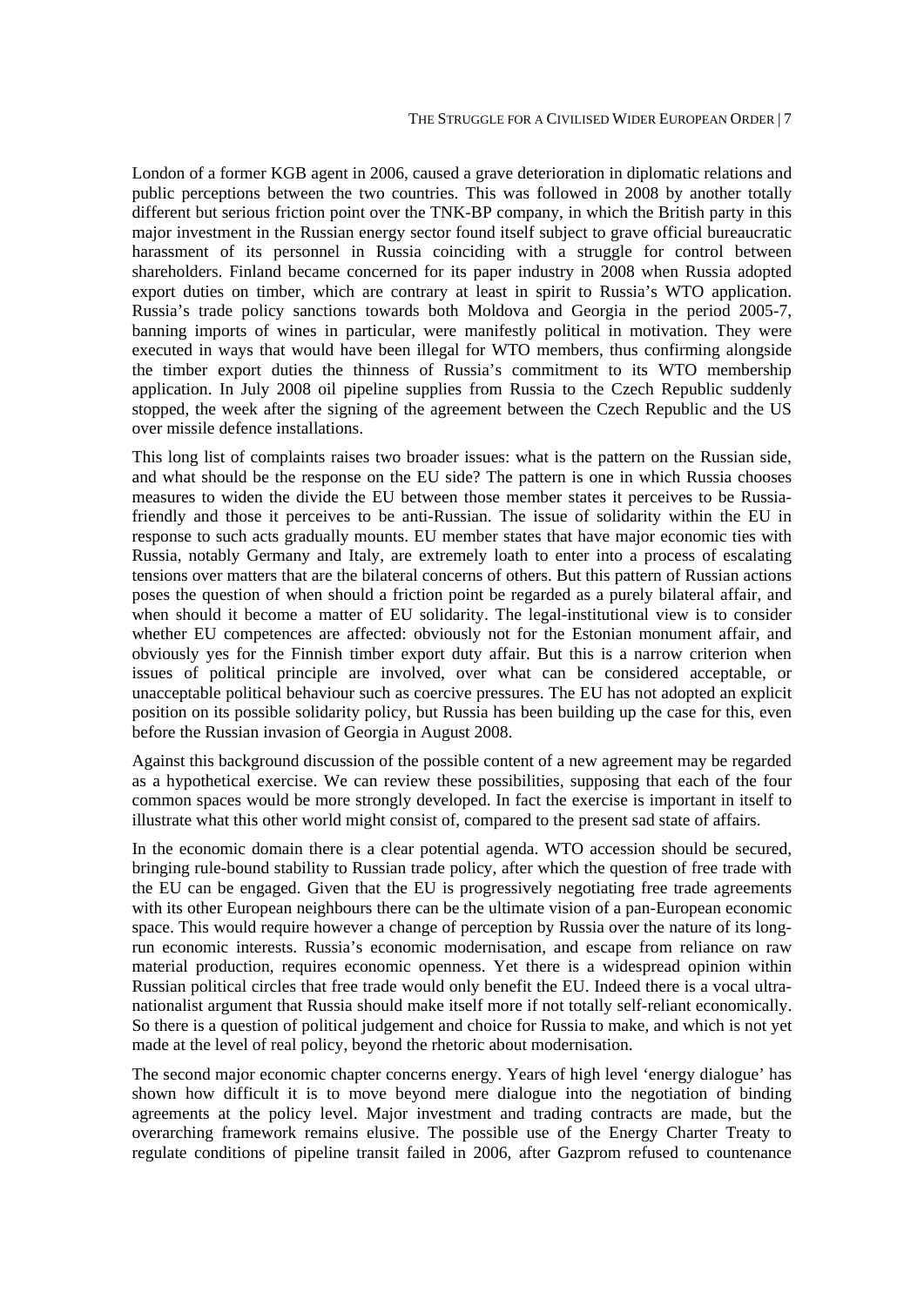London of a former KGB agent in 2006, caused a grave deterioration in diplomatic relations and public perceptions between the two countries. This was followed in 2008 by another totally different but serious friction point over the TNK-BP company, in which the British party in this major investment in the Russian energy sector found itself subject to grave official bureaucratic harassment of its personnel in Russia coinciding with a struggle for control between shareholders. Finland became concerned for its paper industry in 2008 when Russia adopted export duties on timber, which are contrary at least in spirit to Russia's WTO application. Russia's trade policy sanctions towards both Moldova and Georgia in the period 2005-7, banning imports of wines in particular, were manifestly political in motivation. They were executed in ways that would have been illegal for WTO members, thus confirming alongside the timber export duties the thinness of Russia's commitment to its WTO membership application. In July 2008 oil pipeline supplies from Russia to the Czech Republic suddenly stopped, the week after the signing of the agreement between the Czech Republic and the US over missile defence installations.

This long list of complaints raises two broader issues: what is the pattern on the Russian side, and what should be the response on the EU side? The pattern is one in which Russia chooses measures to widen the divide the EU between those member states it perceives to be Russia-friendly and those it perceives to be anti-Russian. The issue of solidarity within the EU in response to such acts gradually mounts. EU member states that have major economic ties with Russia, notably Germany and Italy, are extremely loath to enter into a process of escalating tensions over matters that are the bilateral concerns of others. But this pattern of Russian actions poses the question of when should a friction point be regarded as a purely bilateral affair, and when should it become a matter of EU solidarity. The legal-institutional view is to consider whether EU competences are affected: obviously not for the Estonian monument affair, and obviously yes for the Finnish timber export duty affair. But this is a narrow criterion when issues of political principle are involved, over what can be considered acceptable, or unacceptable political behaviour such as coercive pressures. The EU has not adopted an explicit position on its possible solidarity policy, but Russia has been building up the case for this, even before the Russian invasion of Georgia in August 2008.

Against this background discussion of the possible content of a new agreement may be regarded as a hypothetical exercise. We can review these possibilities, supposing that each of the four common spaces would be more strongly developed. In fact the exercise is important in itself to illustrate what this other world might consist of, compared to the present sad state of affairs.

In the economic domain there is a clear potential agenda. WTO accession should be secured, bringing rule-bound stability to Russian trade policy, after which the question of free trade with the EU can be engaged. Given that the EU is progressively negotiating free trade agreements with its other European neighbours there can be the ultimate vision of a pan-European economic space. This would require however a change of perception by Russia over the nature of its long-run economic interests. Russia's economic modernisation, and escape from reliance on raw material production, requires economic openness. Yet there is a widespread opinion within Russian political circles that free trade would only benefit the EU. Indeed there is a vocal ultra-nationalist argument that Russia should make itself more if not totally self-reliant economically. So there is a question of political judgement and choice for Russia to make, and which is not yet made at the level of real policy, beyond the rhetoric about modernisation.

The second major economic chapter concerns energy. Years of high level 'energy dialogue' has shown how difficult it is to move beyond mere dialogue into the negotiation of binding agreements at the policy level. Major investment and trading contracts are made, but the overarching framework remains elusive. The possible use of the Energy Charter Treaty to regulate conditions of pipeline transit failed in 2006, after Gazprom refused to countenance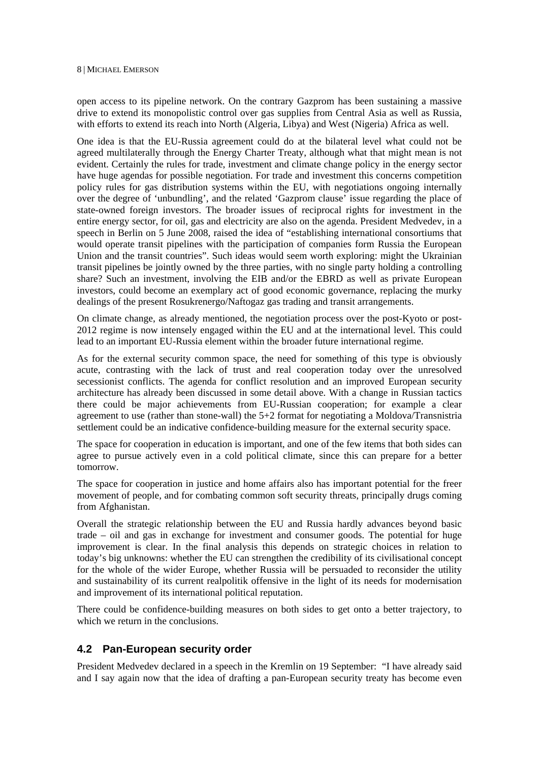open access to its pipeline network. On the contrary Gazprom has been sustaining a massive drive to extend its monopolistic control over gas supplies from Central Asia as well as Russia, with efforts to extend its reach into North (Algeria, Libya) and West (Nigeria) Africa as well.

One idea is that the EU-Russia agreement could do at the bilateral level what could not be agreed multilaterally through the Energy Charter Treaty, although what that might mean is not evident. Certainly the rules for trade, investment and climate change policy in the energy sector have huge agendas for possible negotiation. For trade and investment this concerns competition policy rules for gas distribution systems within the EU, with negotiations ongoing internally over the degree of 'unbundling', and the related 'Gazprom clause' issue regarding the place of state-owned foreign investors. The broader issues of reciprocal rights for investment in the entire energy sector, for oil, gas and electricity are also on the agenda. President Medvedev, in a speech in Berlin on 5 June 2008, raised the idea of "establishing international consortiums that would operate transit pipelines with the participation of companies form Russia the European Union and the transit countries". Such ideas would seem worth exploring: might the Ukrainian transit pipelines be jointly owned by the three parties, with no single party holding a controlling share? Such an investment, involving the EIB and/or the EBRD as well as private European investors, could become an exemplary act of good economic governance, replacing the murky dealings of the present Rosukrenergo/Naftogaz gas trading and transit arrangements.

On climate change, as already mentioned, the negotiation process over the post-Kyoto or post-2012 regime is now intensely engaged within the EU and at the international level. This could lead to an important EU-Russia element within the broader future international regime.

As for the external security common space, the need for something of this type is obviously acute, contrasting with the lack of trust and real cooperation today over the unresolved secessionist conflicts. The agenda for conflict resolution and an improved European security architecture has already been discussed in some detail above. With a change in Russian tactics there could be major achievements from EU-Russian cooperation; for example a clear agreement to use (rather than stone-wall) the 5+2 format for negotiating a Moldova/Transnistria settlement could be an indicative confidence-building measure for the external security space.

The space for cooperation in education is important, and one of the few items that both sides can agree to pursue actively even in a cold political climate, since this can prepare for a better tomorrow.

The space for cooperation in justice and home affairs also has important potential for the freer movement of people, and for combating common soft security threats, principally drugs coming from Afghanistan.

Overall the strategic relationship between the EU and Russia hardly advances beyond basic trade – oil and gas in exchange for investment and consumer goods. The potential for huge improvement is clear. In the final analysis this depends on strategic choices in relation to today's big unknowns: whether the EU can strengthen the credibility of its civilisational concept for the whole of the wider Europe, whether Russia will be persuaded to reconsider the utility and sustainability of its current realpolitik offensive in the light of its needs for modernisation and improvement of its international political reputation.

There could be confidence-building measures on both sides to get onto a better trajectory, to which we return in the conclusions.

## 4.2 Pan-European security order

President Medvedev declared in a speech in the Kremlin on 19 September: "I have already said and I say again now that the idea of drafting a pan-European security treaty has become even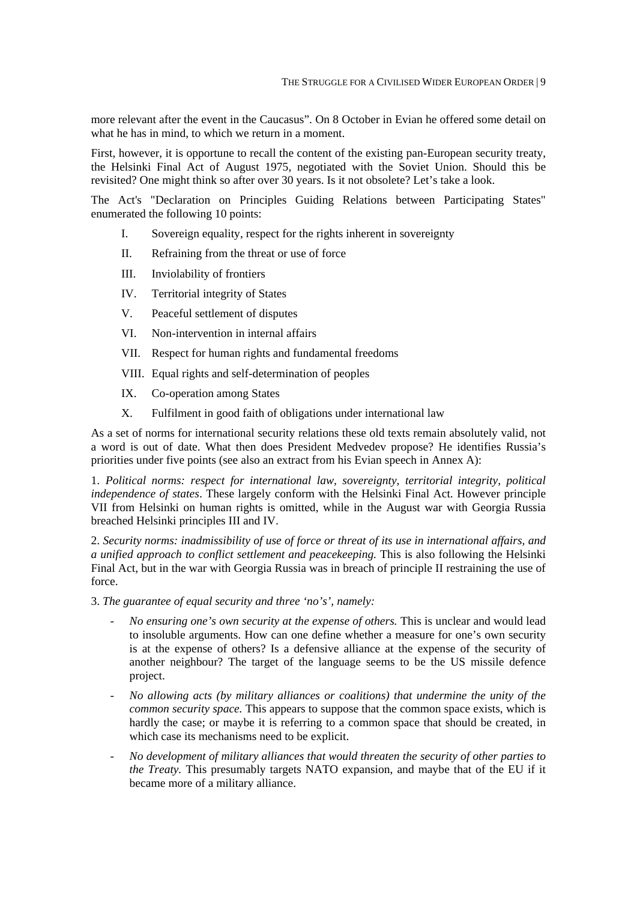more relevant after the event in the Caucasus". On 8 October in Evian he offered some detail on what he has in mind, to which we return in a moment.

First, however, it is opportune to recall the content of the existing pan-European security treaty, the Helsinki Final Act of August 1975, negotiated with the Soviet Union. Should this be revisited? One might think so after over 30 years. Is it not obsolete? Let's take a look.

The Act's "Declaration on Principles Guiding Relations between Participating States" enumerated the following 10 points:

I. Sovereign equality, respect for the rights inherent in sovereignty

II. Refraining from the threat or use of force

III. Inviolability of frontiers

IV. Territorial integrity of States

V. Peaceful settlement of disputes

VI. Non-intervention in internal affairs

VII. Respect for human rights and fundamental freedoms

VIII. Equal rights and self-determination of peoples

IX. Co-operation among States

X. Fulfilment in good faith of obligations under international law

As a set of norms for international security relations these old texts remain absolutely valid, not a word is out of date. What then does President Medvedev propose? He identifies Russia's priorities under five points (see also an extract from his Evian speech in Annex A):

1. *Political norms: respect for international law, sovereignty, territorial integrity, political independence of states*. These largely conform with the Helsinki Final Act. However principle VII from Helsinki on human rights is omitted, while in the August war with Georgia Russia breached Helsinki principles III and IV.

2. *Security norms: inadmissibility of use of force or threat of its use in international affairs, and a unified approach to conflict settlement and peacekeeping.* This is also following the Helsinki Final Act, but in the war with Georgia Russia was in breach of principle II restraining the use of force.

3. *The guarantee of equal security and three 'no's', namely:*

- *No ensuring one's own security at the expense of others.* This is unclear and would lead to insoluble arguments. How can one define whether a measure for one's own security is at the expense of others? Is a defensive alliance at the expense of the security of another neighbour? The target of the language seems to be the US missile defence project.
- *No allowing acts (by military alliances or coalitions) that undermine the unity of the common security space.* This appears to suppose that the common space exists, which is hardly the case; or maybe it is referring to a common space that should be created, in which case its mechanisms need to be explicit.
- *No development of military alliances that would threaten the security of other parties to the Treaty.* This presumably targets NATO expansion, and maybe that of the EU if it became more of a military alliance.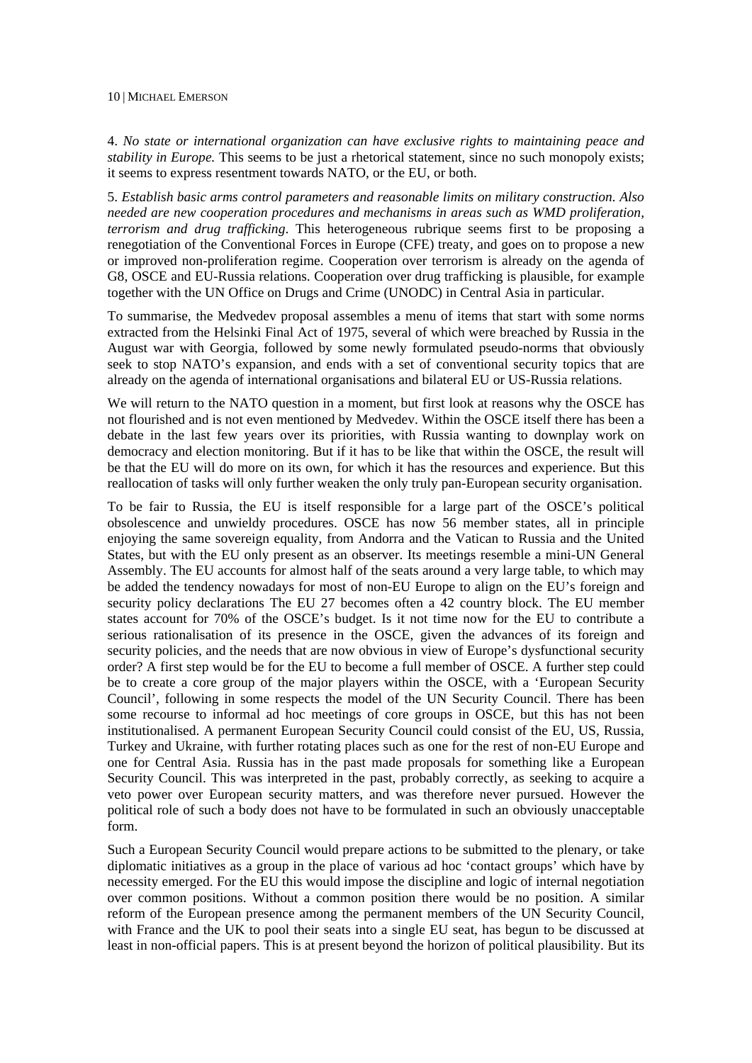4. *No state or international organization can have exclusive rights to maintaining peace and stability in Europe.* This seems to be just a rhetorical statement, since no such monopoly exists; it seems to express resentment towards NATO, or the EU, or both.

5. *Establish basic arms control parameters and reasonable limits on military construction. Also needed are new cooperation procedures and mechanisms in areas such as WMD proliferation, terrorism and drug trafficking.* This heterogeneous rubrique seems first to be proposing a renegotiation of the Conventional Forces in Europe (CFE) treaty, and goes on to propose a new or improved non-proliferation regime. Cooperation over terrorism is already on the agenda of G8, OSCE and EU-Russia relations. Cooperation over drug trafficking is plausible, for example together with the UN Office on Drugs and Crime (UNODC) in Central Asia in particular.

To summarise, the Medvedev proposal assembles a menu of items that start with some norms extracted from the Helsinki Final Act of 1975, several of which were breached by Russia in the August war with Georgia, followed by some newly formulated pseudo-norms that obviously seek to stop NATO's expansion, and ends with a set of conventional security topics that are already on the agenda of international organisations and bilateral EU or US-Russia relations.

We will return to the NATO question in a moment, but first look at reasons why the OSCE has not flourished and is not even mentioned by Medvedev. Within the OSCE itself there has been a debate in the last few years over its priorities, with Russia wanting to downplay work on democracy and election monitoring. But if it has to be like that within the OSCE, the result will be that the EU will do more on its own, for which it has the resources and experience. But this reallocation of tasks will only further weaken the only truly pan-European security organisation.

To be fair to Russia, the EU is itself responsible for a large part of the OSCE's political obsolescence and unwieldy procedures. OSCE has now 56 member states, all in principle enjoying the same sovereign equality, from Andorra and the Vatican to Russia and the United States, but with the EU only present as an observer. Its meetings resemble a mini-UN General Assembly. The EU accounts for almost half of the seats around a very large table, to which may be added the tendency nowadays for most of non-EU Europe to align on the EU's foreign and security policy declarations The EU 27 becomes often a 42 country block. The EU member states account for 70% of the OSCE's budget. Is it not time now for the EU to contribute a serious rationalisation of its presence in the OSCE, given the advances of its foreign and security policies, and the needs that are now obvious in view of Europe's dysfunctional security order? A first step would be for the EU to become a full member of OSCE. A further step could be to create a core group of the major players within the OSCE, with a 'European Security Council', following in some respects the model of the UN Security Council. There has been some recourse to informal ad hoc meetings of core groups in OSCE, but this has not been institutionalised. A permanent European Security Council could consist of the EU, US, Russia, Turkey and Ukraine, with further rotating places such as one for the rest of non-EU Europe and one for Central Asia. Russia has in the past made proposals for something like a European Security Council. This was interpreted in the past, probably correctly, as seeking to acquire a veto power over European security matters, and was therefore never pursued. However the political role of such a body does not have to be formulated in such an obviously unacceptable form.

Such a European Security Council would prepare actions to be submitted to the plenary, or take diplomatic initiatives as a group in the place of various ad hoc 'contact groups' which have by necessity emerged. For the EU this would impose the discipline and logic of internal negotiation over common positions. Without a common position there would be no position. A similar reform of the European presence among the permanent members of the UN Security Council, with France and the UK to pool their seats into a single EU seat, has begun to be discussed at least in non-official papers. This is at present beyond the horizon of political plausibility. But its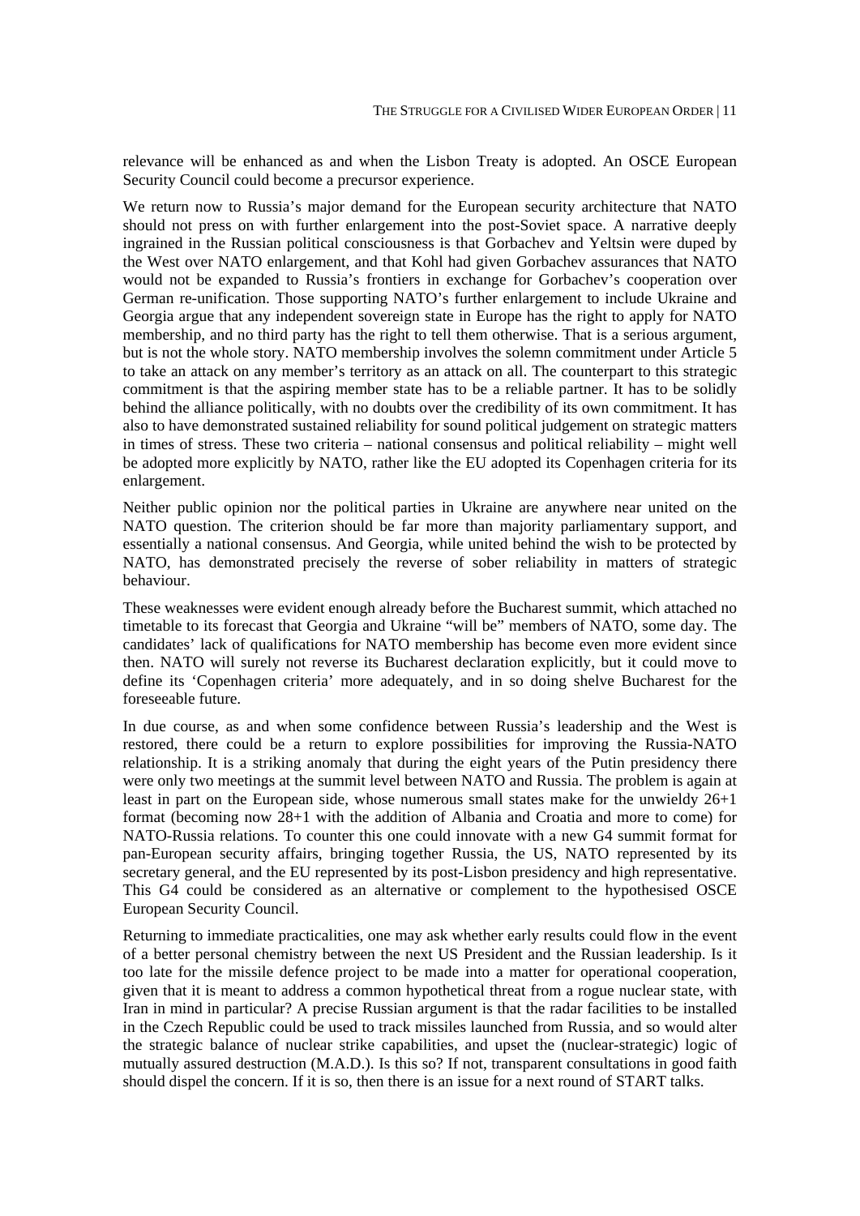relevance will be enhanced as and when the Lisbon Treaty is adopted. An OSCE European Security Council could become a precursor experience.

We return now to Russia's major demand for the European security architecture that NATO should not press on with further enlargement into the post-Soviet space. A narrative deeply ingrained in the Russian political consciousness is that Gorbachev and Yeltsin were duped by the West over NATO enlargement, and that Kohl had given Gorbachev assurances that NATO would not be expanded to Russia's frontiers in exchange for Gorbachev's cooperation over German re-unification. Those supporting NATO's further enlargement to include Ukraine and Georgia argue that any independent sovereign state in Europe has the right to apply for NATO membership, and no third party has the right to tell them otherwise. That is a serious argument, but is not the whole story. NATO membership involves the solemn commitment under Article 5 to take an attack on any member's territory as an attack on all. The counterpart to this strategic commitment is that the aspiring member state has to be a reliable partner. It has to be solidly behind the alliance politically, with no doubts over the credibility of its own commitment. It has also to have demonstrated sustained reliability for sound political judgement on strategic matters in times of stress. These two criteria – national consensus and political reliability – might well be adopted more explicitly by NATO, rather like the EU adopted its Copenhagen criteria for its enlargement.

Neither public opinion nor the political parties in Ukraine are anywhere near united on the NATO question. The criterion should be far more than majority parliamentary support, and essentially a national consensus. And Georgia, while united behind the wish to be protected by NATO, has demonstrated precisely the reverse of sober reliability in matters of strategic behaviour.

These weaknesses were evident enough already before the Bucharest summit, which attached no timetable to its forecast that Georgia and Ukraine "will be" members of NATO, some day. The candidates' lack of qualifications for NATO membership has become even more evident since then. NATO will surely not reverse its Bucharest declaration explicitly, but it could move to define its 'Copenhagen criteria' more adequately, and in so doing shelve Bucharest for the foreseeable future.

In due course, as and when some confidence between Russia's leadership and the West is restored, there could be a return to explore possibilities for improving the Russia-NATO relationship. It is a striking anomaly that during the eight years of the Putin presidency there were only two meetings at the summit level between NATO and Russia. The problem is again at least in part on the European side, whose numerous small states make for the unwieldy 26+1 format (becoming now 28+1 with the addition of Albania and Croatia and more to come) for NATO-Russia relations. To counter this one could innovate with a new G4 summit format for pan-European security affairs, bringing together Russia, the US, NATO represented by its secretary general, and the EU represented by its post-Lisbon presidency and high representative. This G4 could be considered as an alternative or complement to the hypothesised OSCE European Security Council.

Returning to immediate practicalities, one may ask whether early results could flow in the event of a better personal chemistry between the next US President and the Russian leadership. Is it too late for the missile defence project to be made into a matter for operational cooperation, given that it is meant to address a common hypothetical threat from a rogue nuclear state, with Iran in mind in particular? A precise Russian argument is that the radar facilities to be installed in the Czech Republic could be used to track missiles launched from Russia, and so would alter the strategic balance of nuclear strike capabilities, and upset the (nuclear-strategic) logic of mutually assured destruction (M.A.D.). Is this so? If not, transparent consultations in good faith should dispel the concern. If it is so, then there is an issue for a next round of START talks.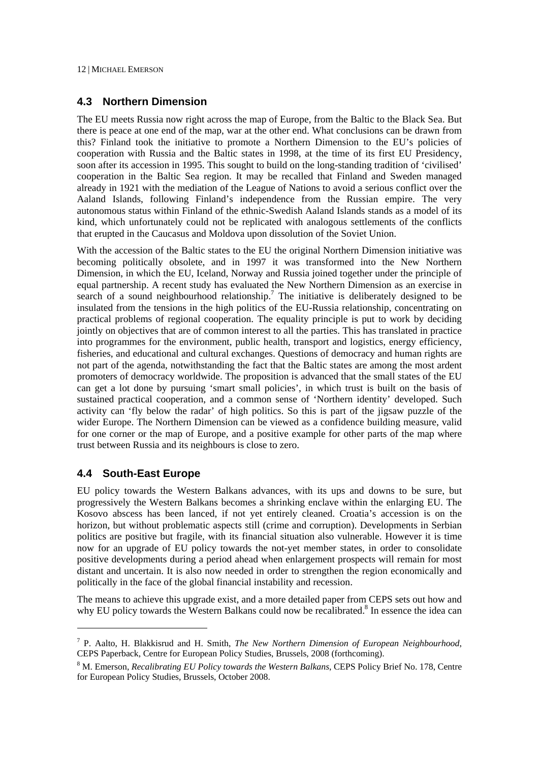## 4.3 Northern Dimension

The EU meets Russia now right across the map of Europe, from the Baltic to the Black Sea. But there is peace at one end of the map, war at the other end. What conclusions can be drawn from this? Finland took the initiative to promote a Northern Dimension to the EU's policies of cooperation with Russia and the Baltic states in 1998, at the time of its first EU Presidency, soon after its accession in 1995. This sought to build on the long-standing tradition of 'civilised' cooperation in the Baltic Sea region. It may be recalled that Finland and Sweden managed already in 1921 with the mediation of the League of Nations to avoid a serious conflict over the Aaland Islands, following Finland's independence from the Russian empire. The very autonomous status within Finland of the ethnic-Swedish Aaland Islands stands as a model of its kind, which unfortunately could not be replicated with analogous settlements of the conflicts that erupted in the Caucasus and Moldova upon dissolution of the Soviet Union.

With the accession of the Baltic states to the EU the original Northern Dimension initiative was becoming politically obsolete, and in 1997 it was transformed into the New Northern Dimension, in which the EU, Iceland, Norway and Russia joined together under the principle of equal partnership. A recent study has evaluated the New Northern Dimension as an exercise in search of a sound neighbourhood relationship.[7] The initiative is deliberately designed to be insulated from the tensions in the high politics of the EU-Russia relationship, concentrating on practical problems of regional cooperation. The equality principle is put to work by deciding jointly on objectives that are of common interest to all the parties. This has translated in practice into programmes for the environment, public health, transport and logistics, energy efficiency, fisheries, and educational and cultural exchanges. Questions of democracy and human rights are not part of the agenda, notwithstanding the fact that the Baltic states are among the most ardent promoters of democracy worldwide. The proposition is advanced that the small states of the EU can get a lot done by pursuing 'smart small policies', in which trust is built on the basis of sustained practical cooperation, and a common sense of 'Northern identity' developed. Such activity can 'fly below the radar' of high politics. So this is part of the jigsaw puzzle of the wider Europe. The Northern Dimension can be viewed as a confidence building measure, valid for one corner or the map of Europe, and a positive example for other parts of the map where trust between Russia and its neighbours is close to zero.

## 4.4 South-East Europe

EU policy towards the Western Balkans advances, with its ups and downs to be sure, but progressively the Western Balkans becomes a shrinking enclave within the enlarging EU. The Kosovo abscess has been lanced, if not yet entirely cleaned. Croatia's accession is on the horizon, but without problematic aspects still (crime and corruption). Developments in Serbian politics are positive but fragile, with its financial situation also vulnerable. However it is time now for an upgrade of EU policy towards the not-yet member states, in order to consolidate positive developments during a period ahead when enlargement prospects will remain for most distant and uncertain. It is also now needed in order to strengthen the region economically and politically in the face of the global financial instability and recession.

The means to achieve this upgrade exist, and a more detailed paper from CEPS sets out how and why EU policy towards the Western Balkans could now be recalibrated.[8] In essence the idea can

---

[7] P. Aalto, H. Blakkisrud and H. Smith, *The New Northern Dimension of European Neighbourhood*, CEPS Paperback, Centre for European Policy Studies, Brussels, 2008 (forthcoming).

[8] M. Emerson, *Recalibrating EU Policy towards the Western Balkans*, CEPS Policy Brief No. 178, Centre for European Policy Studies, Brussels, October 2008.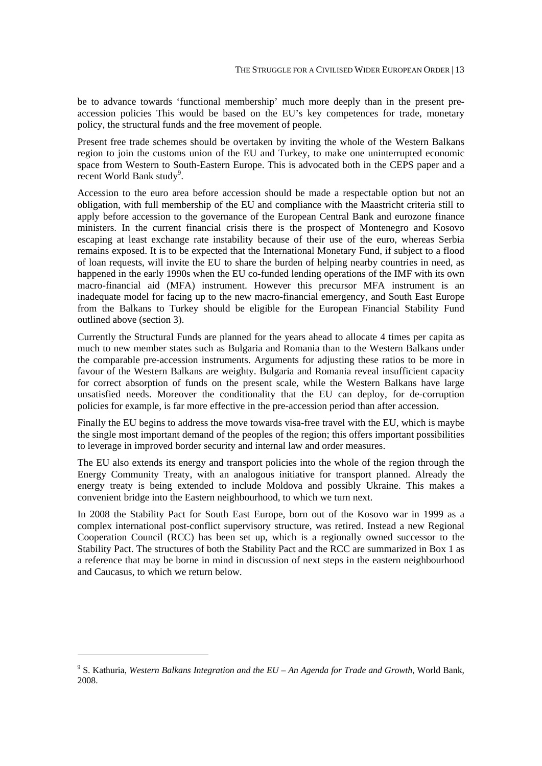be to advance towards 'functional membership' much more deeply than in the present pre-accession policies This would be based on the EU's key competences for trade, monetary policy, the structural funds and the free movement of people.

Present free trade schemes should be overtaken by inviting the whole of the Western Balkans region to join the customs union of the EU and Turkey, to make one uninterrupted economic space from Western to South-Eastern Europe. This is advocated both in the CEPS paper and a recent World Bank study[9].

Accession to the euro area before accession should be made a respectable option but not an obligation, with full membership of the EU and compliance with the Maastricht criteria still to apply before accession to the governance of the European Central Bank and eurozone finance ministers. In the current financial crisis there is the prospect of Montenegro and Kosovo escaping at least exchange rate instability because of their use of the euro, whereas Serbia remains exposed. It is to be expected that the International Monetary Fund, if subject to a flood of loan requests, will invite the EU to share the burden of helping nearby countries in need, as happened in the early 1990s when the EU co-funded lending operations of the IMF with its own macro-financial aid (MFA) instrument. However this precursor MFA instrument is an inadequate model for facing up to the new macro-financial emergency, and South East Europe from the Balkans to Turkey should be eligible for the European Financial Stability Fund outlined above (section 3).

Currently the Structural Funds are planned for the years ahead to allocate 4 times per capita as much to new member states such as Bulgaria and Romania than to the Western Balkans under the comparable pre-accession instruments. Arguments for adjusting these ratios to be more in favour of the Western Balkans are weighty. Bulgaria and Romania reveal insufficient capacity for correct absorption of funds on the present scale, while the Western Balkans have large unsatisfied needs. Moreover the conditionality that the EU can deploy, for de-corruption policies for example, is far more effective in the pre-accession period than after accession.

Finally the EU begins to address the move towards visa-free travel with the EU, which is maybe the single most important demand of the peoples of the region; this offers important possibilities to leverage in improved border security and internal law and order measures.

The EU also extends its energy and transport policies into the whole of the region through the Energy Community Treaty, with an analogous initiative for transport planned. Already the energy treaty is being extended to include Moldova and possibly Ukraine. This makes a convenient bridge into the Eastern neighbourhood, to which we turn next.

In 2008 the Stability Pact for South East Europe, born out of the Kosovo war in 1999 as a complex international post-conflict supervisory structure, was retired. Instead a new Regional Cooperation Council (RCC) has been set up, which is a regionally owned successor to the Stability Pact. The structures of both the Stability Pact and the RCC are summarized in Box 1 as a reference that may be borne in mind in discussion of next steps in the eastern neighbourhood and Caucasus, to which we return below.

---

[9] S. Kathuria, *Western Balkans Integration and the EU – An Agenda for Trade and Growth*, World Bank, 2008.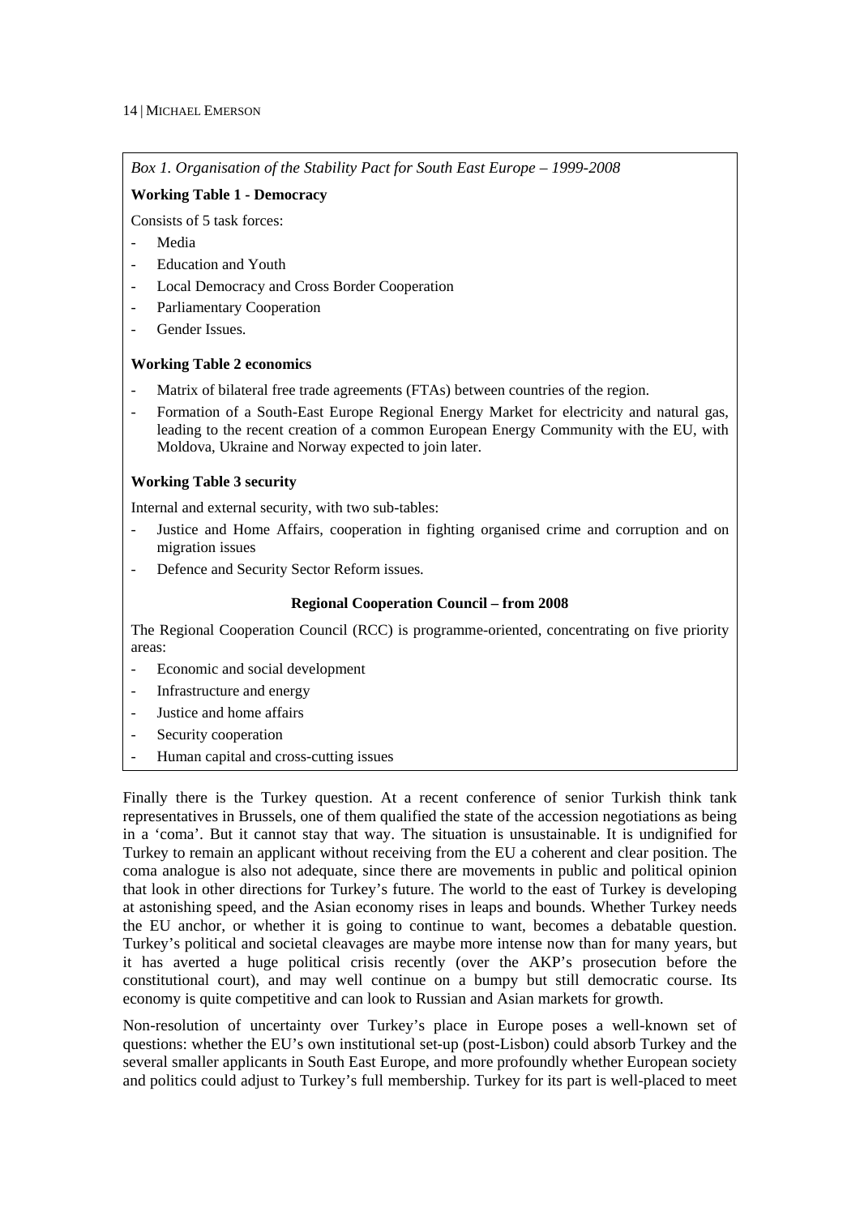*Box 1. Organisation of the Stability Pact for South East Europe – 1999-2008*

**Working Table 1 - Democracy**

Consists of 5 task forces:

- Media
- Education and Youth
- Local Democracy and Cross Border Cooperation
- Parliamentary Cooperation
- Gender Issues.

**Working Table 2 economics**

- Matrix of bilateral free trade agreements (FTAs) between countries of the region.
- Formation of a South-East Europe Regional Energy Market for electricity and natural gas, leading to the recent creation of a common European Energy Community with the EU, with Moldova, Ukraine and Norway expected to join later.

**Working Table 3 security**

Internal and external security, with two sub-tables:

- Justice and Home Affairs, cooperation in fighting organised crime and corruption and on migration issues
- Defence and Security Sector Reform issues.

**Regional Cooperation Council – from 2008**

The Regional Cooperation Council (RCC) is programme-oriented, concentrating on five priority areas:

- Economic and social development
- Infrastructure and energy
- Justice and home affairs
- Security cooperation
- Human capital and cross-cutting issues

Finally there is the Turkey question. At a recent conference of senior Turkish think tank representatives in Brussels, one of them qualified the state of the accession negotiations as being in a 'coma'. But it cannot stay that way. The situation is unsustainable. It is undignified for Turkey to remain an applicant without receiving from the EU a coherent and clear position. The coma analogue is also not adequate, since there are movements in public and political opinion that look in other directions for Turkey's future. The world to the east of Turkey is developing at astonishing speed, and the Asian economy rises in leaps and bounds. Whether Turkey needs the EU anchor, or whether it is going to continue to want, becomes a debatable question. Turkey's political and societal cleavages are maybe more intense now than for many years, but it has averted a huge political crisis recently (over the AKP's prosecution before the constitutional court), and may well continue on a bumpy but still democratic course. Its economy is quite competitive and can look to Russian and Asian markets for growth.

Non-resolution of uncertainty over Turkey's place in Europe poses a well-known set of questions: whether the EU's own institutional set-up (post-Lisbon) could absorb Turkey and the several smaller applicants in South East Europe, and more profoundly whether European society and politics could adjust to Turkey's full membership. Turkey for its part is well-placed to meet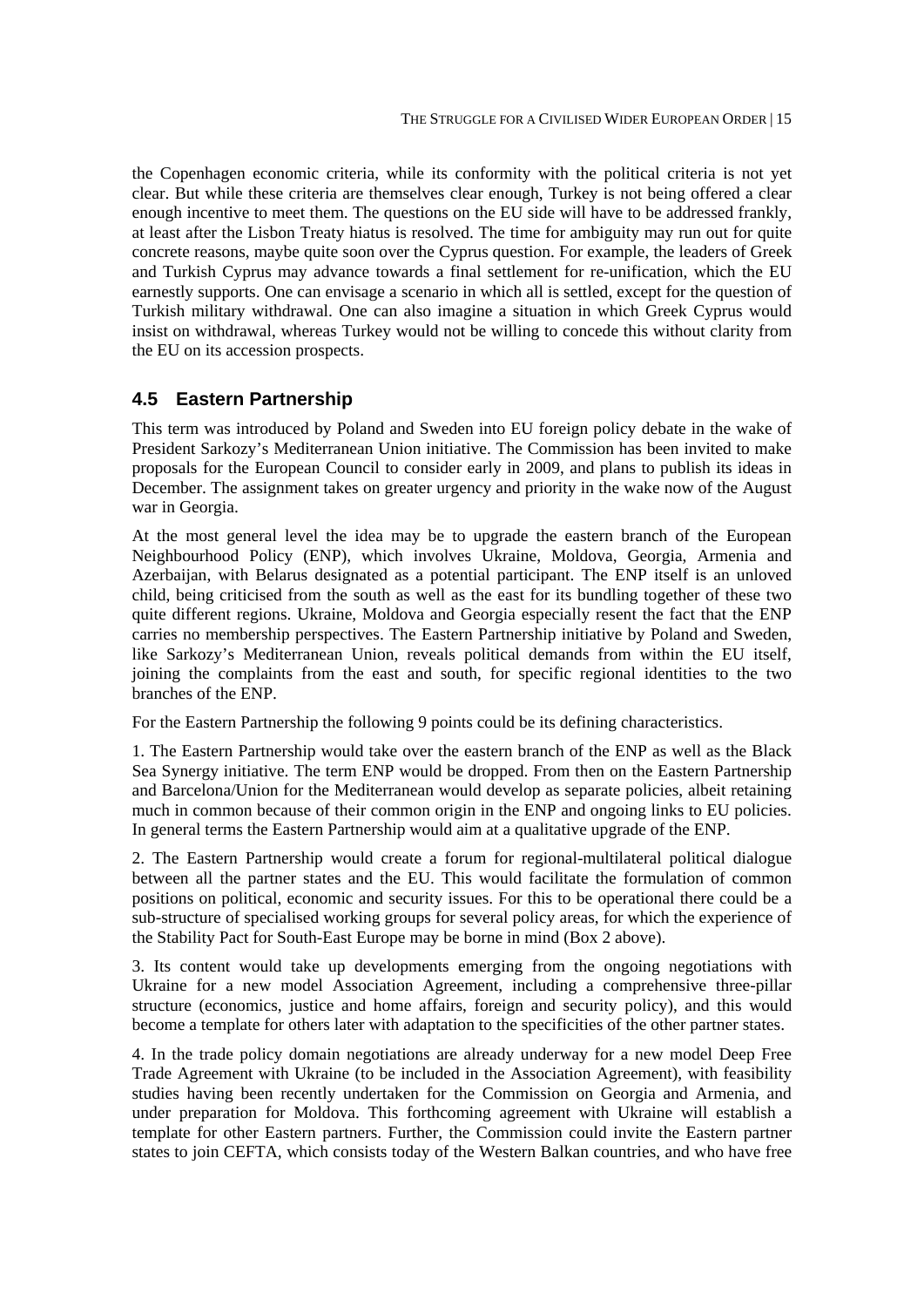the Copenhagen economic criteria, while its conformity with the political criteria is not yet clear. But while these criteria are themselves clear enough, Turkey is not being offered a clear enough incentive to meet them. The questions on the EU side will have to be addressed frankly, at least after the Lisbon Treaty hiatus is resolved. The time for ambiguity may run out for quite concrete reasons, maybe quite soon over the Cyprus question. For example, the leaders of Greek and Turkish Cyprus may advance towards a final settlement for re-unification, which the EU earnestly supports. One can envisage a scenario in which all is settled, except for the question of Turkish military withdrawal. One can also imagine a situation in which Greek Cyprus would insist on withdrawal, whereas Turkey would not be willing to concede this without clarity from the EU on its accession prospects.

### 4.5 Eastern Partnership

This term was introduced by Poland and Sweden into EU foreign policy debate in the wake of President Sarkozy's Mediterranean Union initiative. The Commission has been invited to make proposals for the European Council to consider early in 2009, and plans to publish its ideas in December. The assignment takes on greater urgency and priority in the wake now of the August war in Georgia.

At the most general level the idea may be to upgrade the eastern branch of the European Neighbourhood Policy (ENP), which involves Ukraine, Moldova, Georgia, Armenia and Azerbaijan, with Belarus designated as a potential participant. The ENP itself is an unloved child, being criticised from the south as well as the east for its bundling together of these two quite different regions. Ukraine, Moldova and Georgia especially resent the fact that the ENP carries no membership perspectives. The Eastern Partnership initiative by Poland and Sweden, like Sarkozy's Mediterranean Union, reveals political demands from within the EU itself, joining the complaints from the east and south, for specific regional identities to the two branches of the ENP.

For the Eastern Partnership the following 9 points could be its defining characteristics.

1. The Eastern Partnership would take over the eastern branch of the ENP as well as the Black Sea Synergy initiative. The term ENP would be dropped. From then on the Eastern Partnership and Barcelona/Union for the Mediterranean would develop as separate policies, albeit retaining much in common because of their common origin in the ENP and ongoing links to EU policies. In general terms the Eastern Partnership would aim at a qualitative upgrade of the ENP.

2. The Eastern Partnership would create a forum for regional-multilateral political dialogue between all the partner states and the EU. This would facilitate the formulation of common positions on political, economic and security issues. For this to be operational there could be a sub-structure of specialised working groups for several policy areas, for which the experience of the Stability Pact for South-East Europe may be borne in mind (Box 2 above).

3. Its content would take up developments emerging from the ongoing negotiations with Ukraine for a new model Association Agreement, including a comprehensive three-pillar structure (economics, justice and home affairs, foreign and security policy), and this would become a template for others later with adaptation to the specificities of the other partner states.

4. In the trade policy domain negotiations are already underway for a new model Deep Free Trade Agreement with Ukraine (to be included in the Association Agreement), with feasibility studies having been recently undertaken for the Commission on Georgia and Armenia, and under preparation for Moldova. This forthcoming agreement with Ukraine will establish a template for other Eastern partners. Further, the Commission could invite the Eastern partner states to join CEFTA, which consists today of the Western Balkan countries, and who have free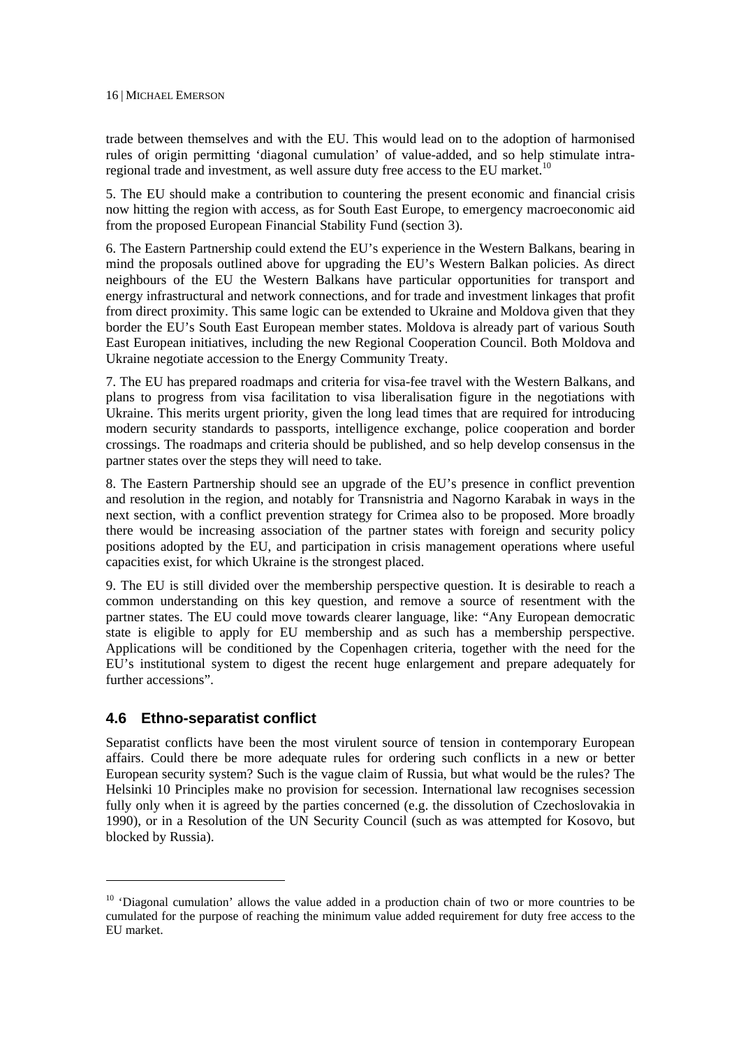trade between themselves and with the EU. This would lead on to the adoption of harmonised rules of origin permitting 'diagonal cumulation' of value-added, and so help stimulate intra-regional trade and investment, as well assure duty free access to the EU market.[10]

5. The EU should make a contribution to countering the present economic and financial crisis now hitting the region with access, as for South East Europe, to emergency macroeconomic aid from the proposed European Financial Stability Fund (section 3).

6. The Eastern Partnership could extend the EU's experience in the Western Balkans, bearing in mind the proposals outlined above for upgrading the EU's Western Balkan policies. As direct neighbours of the EU the Western Balkans have particular opportunities for transport and energy infrastructural and network connections, and for trade and investment linkages that profit from direct proximity. This same logic can be extended to Ukraine and Moldova given that they border the EU's South East European member states. Moldova is already part of various South East European initiatives, including the new Regional Cooperation Council. Both Moldova and Ukraine negotiate accession to the Energy Community Treaty.

7. The EU has prepared roadmaps and criteria for visa-fee travel with the Western Balkans, and plans to progress from visa facilitation to visa liberalisation figure in the negotiations with Ukraine. This merits urgent priority, given the long lead times that are required for introducing modern security standards to passports, intelligence exchange, police cooperation and border crossings. The roadmaps and criteria should be published, and so help develop consensus in the partner states over the steps they will need to take.

8. The Eastern Partnership should see an upgrade of the EU's presence in conflict prevention and resolution in the region, and notably for Transnistria and Nagorno Karabak in ways in the next section, with a conflict prevention strategy for Crimea also to be proposed. More broadly there would be increasing association of the partner states with foreign and security policy positions adopted by the EU, and participation in crisis management operations where useful capacities exist, for which Ukraine is the strongest placed.

9. The EU is still divided over the membership perspective question. It is desirable to reach a common understanding on this key question, and remove a source of resentment with the partner states. The EU could move towards clearer language, like: "Any European democratic state is eligible to apply for EU membership and as such has a membership perspective. Applications will be conditioned by the Copenhagen criteria, together with the need for the EU's institutional system to digest the recent huge enlargement and prepare adequately for further accessions".

### 4.6 Ethno-separatist conflict

Separatist conflicts have been the most virulent source of tension in contemporary European affairs. Could there be more adequate rules for ordering such conflicts in a new or better European security system? Such is the vague claim of Russia, but what would be the rules? The Helsinki 10 Principles make no provision for secession. International law recognises secession fully only when it is agreed by the parties concerned (e.g. the dissolution of Czechoslovakia in 1990), or in a Resolution of the UN Security Council (such as was attempted for Kosovo, but blocked by Russia).

---

[10] 'Diagonal cumulation' allows the value added in a production chain of two or more countries to be cumulated for the purpose of reaching the minimum value added requirement for duty free access to the EU market.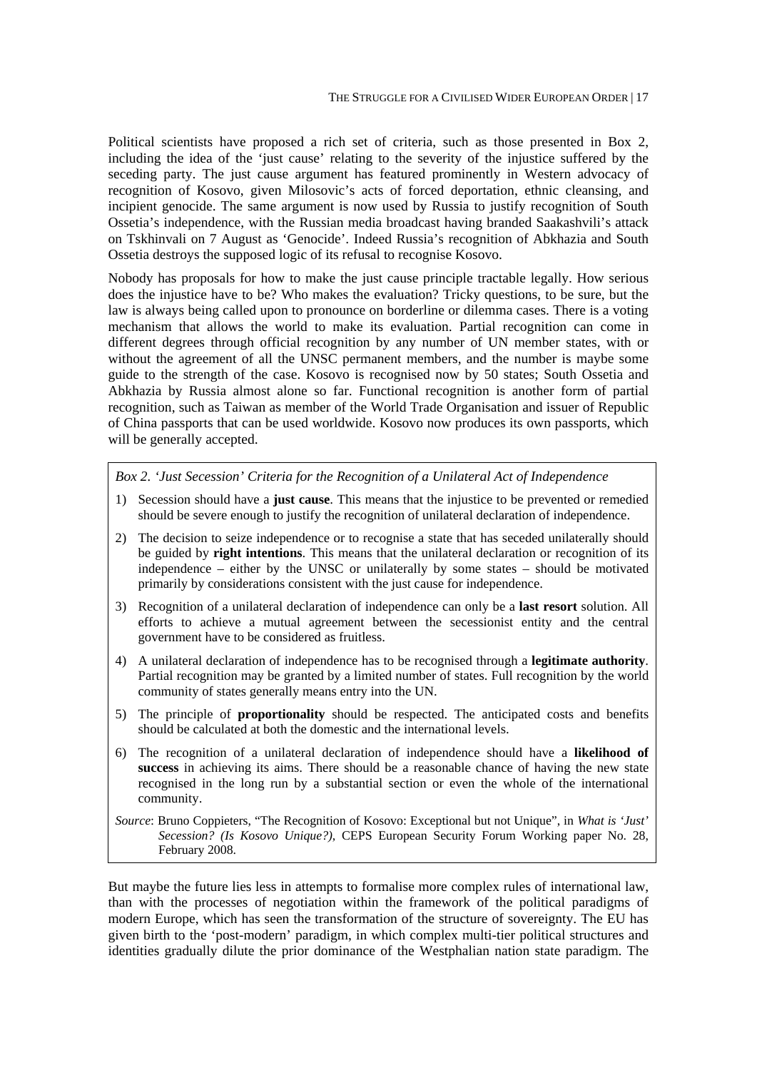Political scientists have proposed a rich set of criteria, such as those presented in Box 2, including the idea of the 'just cause' relating to the severity of the injustice suffered by the seceding party. The just cause argument has featured prominently in Western advocacy of recognition of Kosovo, given Milosovic's acts of forced deportation, ethnic cleansing, and incipient genocide. The same argument is now used by Russia to justify recognition of South Ossetia's independence, with the Russian media broadcast having branded Saakashvili's attack on Tskhinvali on 7 August as 'Genocide'. Indeed Russia's recognition of Abkhazia and South Ossetia destroys the supposed logic of its refusal to recognise Kosovo.

Nobody has proposals for how to make the just cause principle tractable legally. How serious does the injustice have to be? Who makes the evaluation? Tricky questions, to be sure, but the law is always being called upon to pronounce on borderline or dilemma cases. There is a voting mechanism that allows the world to make its evaluation. Partial recognition can come in different degrees through official recognition by any number of UN member states, with or without the agreement of all the UNSC permanent members, and the number is maybe some guide to the strength of the case. Kosovo is recognised now by 50 states; South Ossetia and Abkhazia by Russia almost alone so far. Functional recognition is another form of partial recognition, such as Taiwan as member of the World Trade Organisation and issuer of Republic of China passports that can be used worldwide. Kosovo now produces its own passports, which will be generally accepted.

*Box 2. 'Just Secession' Criteria for the Recognition of a Unilateral Act of Independence*

1) Secession should have a **just cause**. This means that the injustice to be prevented or remedied should be severe enough to justify the recognition of unilateral declaration of independence.
2) The decision to seize independence or to recognise a state that has seceded unilaterally should be guided by **right intentions**. This means that the unilateral declaration or recognition of its independence – either by the UNSC or unilaterally by some states – should be motivated primarily by considerations consistent with the just cause for independence.
3) Recognition of a unilateral declaration of independence can only be a **last resort** solution. All efforts to achieve a mutual agreement between the secessionist entity and the central government have to be considered as fruitless.
4) A unilateral declaration of independence has to be recognised through a **legitimate authority**. Partial recognition may be granted by a limited number of states. Full recognition by the world community of states generally means entry into the UN.
5) The principle of **proportionality** should be respected. The anticipated costs and benefits should be calculated at both the domestic and the international levels.
6) The recognition of a unilateral declaration of independence should have a **likelihood of success** in achieving its aims. There should be a reasonable chance of having the new state recognised in the long run by a substantial section or even the whole of the international community.

*Source*: Bruno Coppieters, "The Recognition of Kosovo: Exceptional but not Unique", in *What is 'Just' Secession? (Is Kosovo Unique?)*, CEPS European Security Forum Working paper No. 28, February 2008.

But maybe the future lies less in attempts to formalise more complex rules of international law, than with the processes of negotiation within the framework of the political paradigms of modern Europe, which has seen the transformation of the structure of sovereignty. The EU has given birth to the 'post-modern' paradigm, in which complex multi-tier political structures and identities gradually dilute the prior dominance of the Westphalian nation state paradigm. The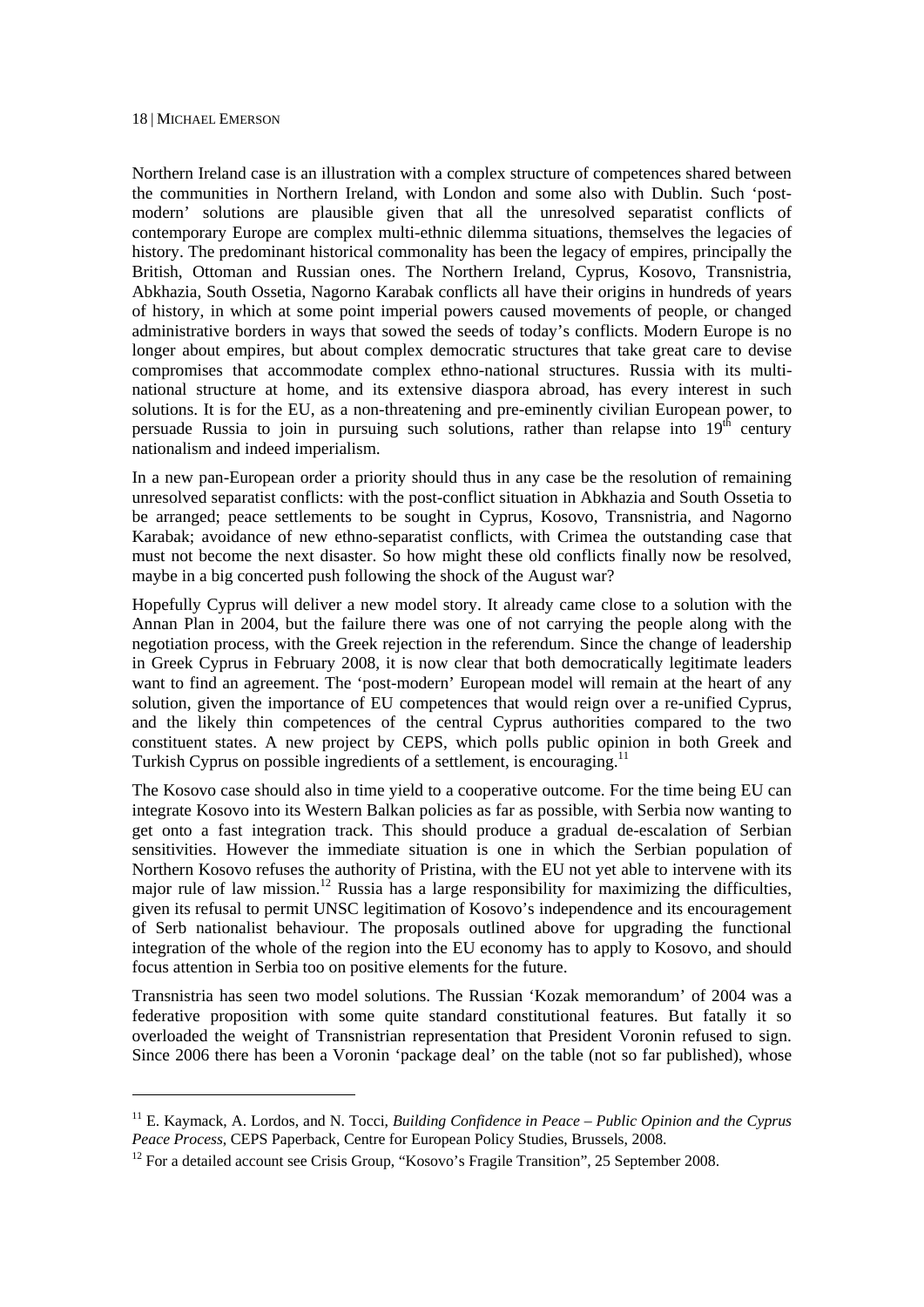Northern Ireland case is an illustration with a complex structure of competences shared between the communities in Northern Ireland, with London and some also with Dublin. Such 'post-modern' solutions are plausible given that all the unresolved separatist conflicts of contemporary Europe are complex multi-ethnic dilemma situations, themselves the legacies of history. The predominant historical commonality has been the legacy of empires, principally the British, Ottoman and Russian ones. The Northern Ireland, Cyprus, Kosovo, Transnistria, Abkhazia, South Ossetia, Nagorno Karabak conflicts all have their origins in hundreds of years of history, in which at some point imperial powers caused movements of people, or changed administrative borders in ways that sowed the seeds of today's conflicts. Modern Europe is no longer about empires, but about complex democratic structures that take great care to devise compromises that accommodate complex ethno-national structures. Russia with its multi-national structure at home, and its extensive diaspora abroad, has every interest in such solutions. It is for the EU, as a non-threatening and pre-eminently civilian European power, to persuade Russia to join in pursuing such solutions, rather than relapse into 19$^{th}$ century nationalism and indeed imperialism.

In a new pan-European order a priority should thus in any case be the resolution of remaining unresolved separatist conflicts: with the post-conflict situation in Abkhazia and South Ossetia to be arranged; peace settlements to be sought in Cyprus, Kosovo, Transnistria, and Nagorno Karabak; avoidance of new ethno-separatist conflicts, with Crimea the outstanding case that must not become the next disaster. So how might these old conflicts finally now be resolved, maybe in a big concerted push following the shock of the August war?

Hopefully Cyprus will deliver a new model story. It already came close to a solution with the Annan Plan in 2004, but the failure there was one of not carrying the people along with the negotiation process, with the Greek rejection in the referendum. Since the change of leadership in Greek Cyprus in February 2008, it is now clear that both democratically legitimate leaders want to find an agreement. The 'post-modern' European model will remain at the heart of any solution, given the importance of EU competences that would reign over a re-unified Cyprus, and the likely thin competences of the central Cyprus authorities compared to the two constituent states. A new project by CEPS, which polls public opinion in both Greek and Turkish Cyprus on possible ingredients of a settlement, is encouraging.[11]

The Kosovo case should also in time yield to a cooperative outcome. For the time being EU can integrate Kosovo into its Western Balkan policies as far as possible, with Serbia now wanting to get onto a fast integration track. This should produce a gradual de-escalation of Serbian sensitivities. However the immediate situation is one in which the Serbian population of Northern Kosovo refuses the authority of Pristina, with the EU not yet able to intervene with its major rule of law mission.[12] Russia has a large responsibility for maximizing the difficulties, given its refusal to permit UNSC legitimation of Kosovo's independence and its encouragement of Serb nationalist behaviour. The proposals outlined above for upgrading the functional integration of the whole of the region into the EU economy has to apply to Kosovo, and should focus attention in Serbia too on positive elements for the future.

Transnistria has seen two model solutions. The Russian 'Kozak memorandum' of 2004 was a federative proposition with some quite standard constitutional features. But fatally it so overloaded the weight of Transnistrian representation that President Voronin refused to sign. Since 2006 there has been a Voronin 'package deal' on the table (not so far published), whose

---

[11] E. Kaymack, A. Lordos, and N. Tocci, *Building Confidence in Peace – Public Opinion and the Cyprus Peace Process*, CEPS Paperback, Centre for European Policy Studies, Brussels, 2008.

[12] For a detailed account see Crisis Group, "Kosovo's Fragile Transition", 25 September 2008.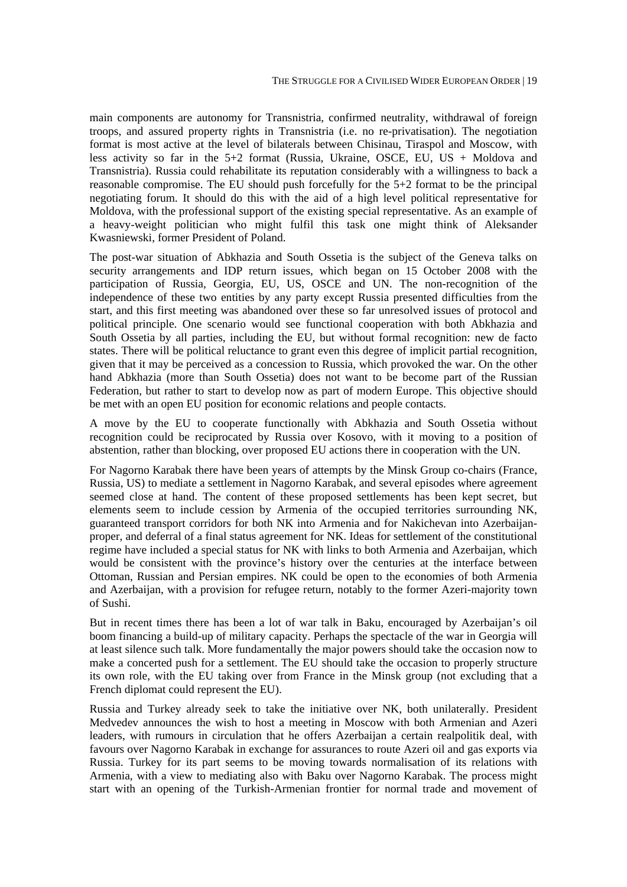main components are autonomy for Transnistria, confirmed neutrality, withdrawal of foreign troops, and assured property rights in Transnistria (i.e. no re-privatisation). The negotiation format is most active at the level of bilaterals between Chisinau, Tiraspol and Moscow, with less activity so far in the 5+2 format (Russia, Ukraine, OSCE, EU, US + Moldova and Transnistria). Russia could rehabilitate its reputation considerably with a willingness to back a reasonable compromise. The EU should push forcefully for the 5+2 format to be the principal negotiating forum. It should do this with the aid of a high level political representative for Moldova, with the professional support of the existing special representative. As an example of a heavy-weight politician who might fulfil this task one might think of Aleksander Kwasniewski, former President of Poland.

The post-war situation of Abkhazia and South Ossetia is the subject of the Geneva talks on security arrangements and IDP return issues, which began on 15 October 2008 with the participation of Russia, Georgia, EU, US, OSCE and UN. The non-recognition of the independence of these two entities by any party except Russia presented difficulties from the start, and this first meeting was abandoned over these so far unresolved issues of protocol and political principle. One scenario would see functional cooperation with both Abkhazia and South Ossetia by all parties, including the EU, but without formal recognition: new de facto states. There will be political reluctance to grant even this degree of implicit partial recognition, given that it may be perceived as a concession to Russia, which provoked the war. On the other hand Abkhazia (more than South Ossetia) does not want to be become part of the Russian Federation, but rather to start to develop now as part of modern Europe. This objective should be met with an open EU position for economic relations and people contacts.

A move by the EU to cooperate functionally with Abkhazia and South Ossetia without recognition could be reciprocated by Russia over Kosovo, with it moving to a position of abstention, rather than blocking, over proposed EU actions there in cooperation with the UN.

For Nagorno Karabak there have been years of attempts by the Minsk Group co-chairs (France, Russia, US) to mediate a settlement in Nagorno Karabak, and several episodes where agreement seemed close at hand. The content of these proposed settlements has been kept secret, but elements seem to include cession by Armenia of the occupied territories surrounding NK, guaranteed transport corridors for both NK into Armenia and for Nakichevan into Azerbaijan-proper, and deferral of a final status agreement for NK. Ideas for settlement of the constitutional regime have included a special status for NK with links to both Armenia and Azerbaijan, which would be consistent with the province's history over the centuries at the interface between Ottoman, Russian and Persian empires. NK could be open to the economies of both Armenia and Azerbaijan, with a provision for refugee return, notably to the former Azeri-majority town of Sushi.

But in recent times there has been a lot of war talk in Baku, encouraged by Azerbaijan's oil boom financing a build-up of military capacity. Perhaps the spectacle of the war in Georgia will at least silence such talk. More fundamentally the major powers should take the occasion now to make a concerted push for a settlement. The EU should take the occasion to properly structure its own role, with the EU taking over from France in the Minsk group (not excluding that a French diplomat could represent the EU).

Russia and Turkey already seek to take the initiative over NK, both unilaterally. President Medvedev announces the wish to host a meeting in Moscow with both Armenian and Azeri leaders, with rumours in circulation that he offers Azerbaijan a certain realpolitik deal, with favours over Nagorno Karabak in exchange for assurances to route Azeri oil and gas exports via Russia. Turkey for its part seems to be moving towards normalisation of its relations with Armenia, with a view to mediating also with Baku over Nagorno Karabak. The process might start with an opening of the Turkish-Armenian frontier for normal trade and movement of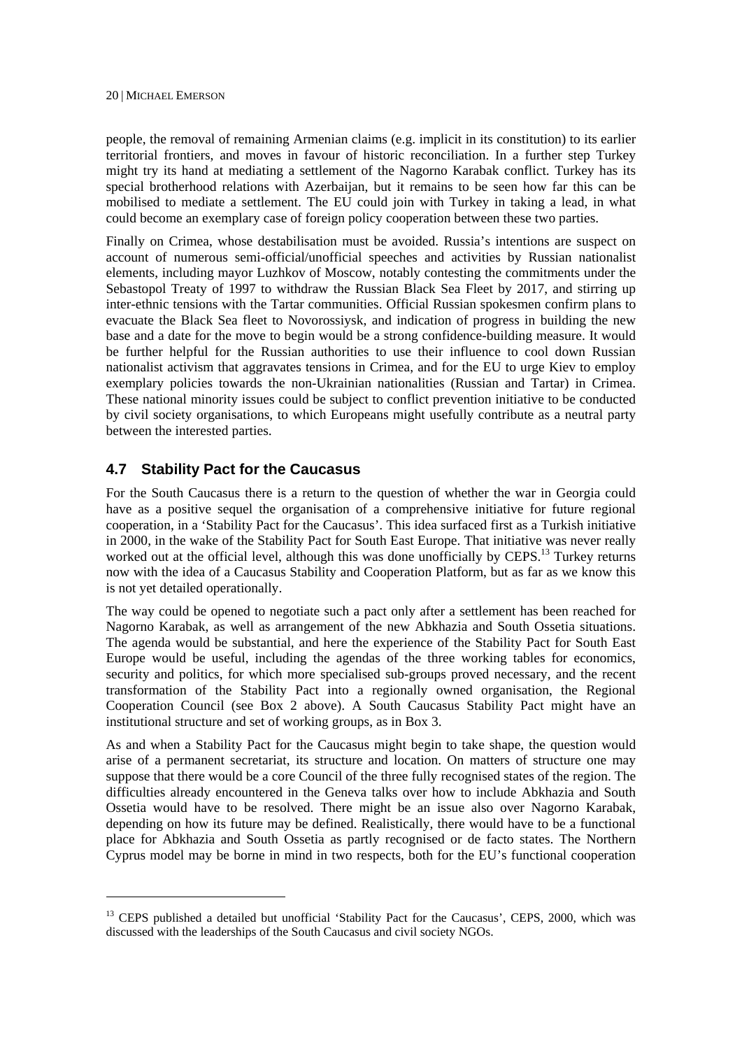people, the removal of remaining Armenian claims (e.g. implicit in its constitution) to its earlier territorial frontiers, and moves in favour of historic reconciliation. In a further step Turkey might try its hand at mediating a settlement of the Nagorno Karabak conflict. Turkey has its special brotherhood relations with Azerbaijan, but it remains to be seen how far this can be mobilised to mediate a settlement. The EU could join with Turkey in taking a lead, in what could become an exemplary case of foreign policy cooperation between these two parties.

Finally on Crimea, whose destabilisation must be avoided. Russia's intentions are suspect on account of numerous semi-official/unofficial speeches and activities by Russian nationalist elements, including mayor Luzhkov of Moscow, notably contesting the commitments under the Sebastopol Treaty of 1997 to withdraw the Russian Black Sea Fleet by 2017, and stirring up inter-ethnic tensions with the Tartar communities. Official Russian spokesmen confirm plans to evacuate the Black Sea fleet to Novorossiysk, and indication of progress in building the new base and a date for the move to begin would be a strong confidence-building measure. It would be further helpful for the Russian authorities to use their influence to cool down Russian nationalist activism that aggravates tensions in Crimea, and for the EU to urge Kiev to employ exemplary policies towards the non-Ukrainian nationalities (Russian and Tartar) in Crimea. These national minority issues could be subject to conflict prevention initiative to be conducted by civil society organisations, to which Europeans might usefully contribute as a neutral party between the interested parties.

## 4.7 Stability Pact for the Caucasus

For the South Caucasus there is a return to the question of whether the war in Georgia could have as a positive sequel the organisation of a comprehensive initiative for future regional cooperation, in a 'Stability Pact for the Caucasus'. This idea surfaced first as a Turkish initiative in 2000, in the wake of the Stability Pact for South East Europe. That initiative was never really worked out at the official level, although this was done unofficially by CEPS.[13] Turkey returns now with the idea of a Caucasus Stability and Cooperation Platform, but as far as we know this is not yet detailed operationally.

The way could be opened to negotiate such a pact only after a settlement has been reached for Nagorno Karabak, as well as arrangement of the new Abkhazia and South Ossetia situations. The agenda would be substantial, and here the experience of the Stability Pact for South East Europe would be useful, including the agendas of the three working tables for economics, security and politics, for which more specialised sub-groups proved necessary, and the recent transformation of the Stability Pact into a regionally owned organisation, the Regional Cooperation Council (see Box 2 above). A South Caucasus Stability Pact might have an institutional structure and set of working groups, as in Box 3.

As and when a Stability Pact for the Caucasus might begin to take shape, the question would arise of a permanent secretariat, its structure and location. On matters of structure one may suppose that there would be a core Council of the three fully recognised states of the region. The difficulties already encountered in the Geneva talks over how to include Abkhazia and South Ossetia would have to be resolved. There might be an issue also over Nagorno Karabak, depending on how its future may be defined. Realistically, there would have to be a functional place for Abkhazia and South Ossetia as partly recognised or de facto states. The Northern Cyprus model may be borne in mind in two respects, both for the EU's functional cooperation

---

[13] CEPS published a detailed but unofficial 'Stability Pact for the Caucasus', CEPS, 2000, which was discussed with the leaderships of the South Caucasus and civil society NGOs.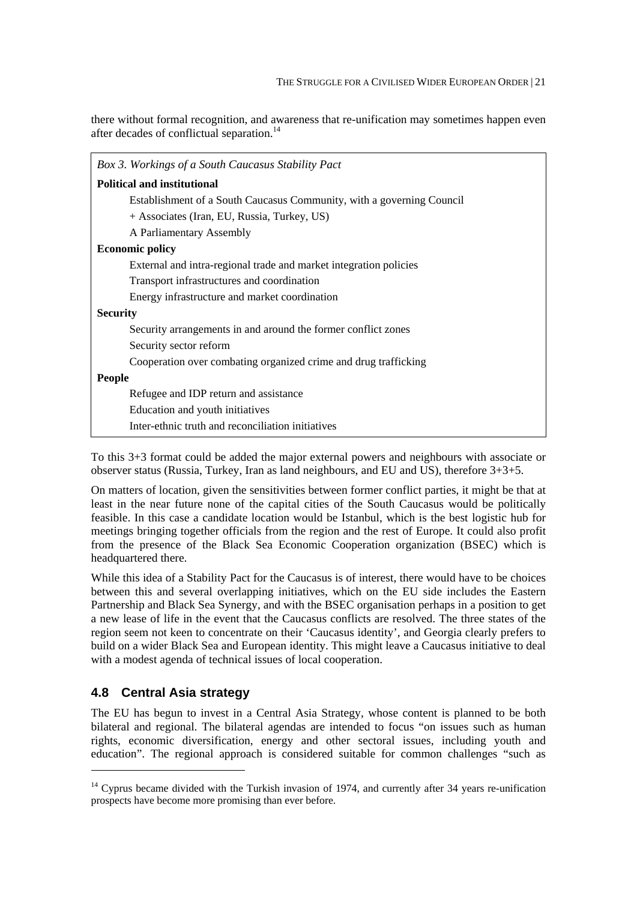there without formal recognition, and awareness that re-unification may sometimes happen even after decades of conflictual separation.[14]

*Box 3. Workings of a South Caucasus Stability Pact*

**Political and institutional**

- Establishment of a South Caucasus Community, with a governing Council
- + Associates (Iran, EU, Russia, Turkey, US)
- A Parliamentary Assembly

**Economic policy**

- External and intra-regional trade and market integration policies
- Transport infrastructures and coordination
- Energy infrastructure and market coordination

**Security**

- Security arrangements in and around the former conflict zones
- Security sector reform
- Cooperation over combating organized crime and drug trafficking

**People**

- Refugee and IDP return and assistance
- Education and youth initiatives
- Inter-ethnic truth and reconciliation initiatives

To this 3+3 format could be added the major external powers and neighbours with associate or observer status (Russia, Turkey, Iran as land neighbours, and EU and US), therefore 3+3+5.

On matters of location, given the sensitivities between former conflict parties, it might be that at least in the near future none of the capital cities of the South Caucasus would be politically feasible. In this case a candidate location would be Istanbul, which is the best logistic hub for meetings bringing together officials from the region and the rest of Europe. It could also profit from the presence of the Black Sea Economic Cooperation organization (BSEC) which is headquartered there.

While this idea of a Stability Pact for the Caucasus is of interest, there would have to be choices between this and several overlapping initiatives, which on the EU side includes the Eastern Partnership and Black Sea Synergy, and with the BSEC organisation perhaps in a position to get a new lease of life in the event that the Caucasus conflicts are resolved. The three states of the region seem not keen to concentrate on their 'Caucasus identity', and Georgia clearly prefers to build on a wider Black Sea and European identity. This might leave a Caucasus initiative to deal with a modest agenda of technical issues of local cooperation.

## 4.8 Central Asia strategy

The EU has begun to invest in a Central Asia Strategy, whose content is planned to be both bilateral and regional. The bilateral agendas are intended to focus "on issues such as human rights, economic diversification, energy and other sectoral issues, including youth and education". The regional approach is considered suitable for common challenges "such as

[14] Cyprus became divided with the Turkish invasion of 1974, and currently after 34 years re-unification prospects have become more promising than ever before.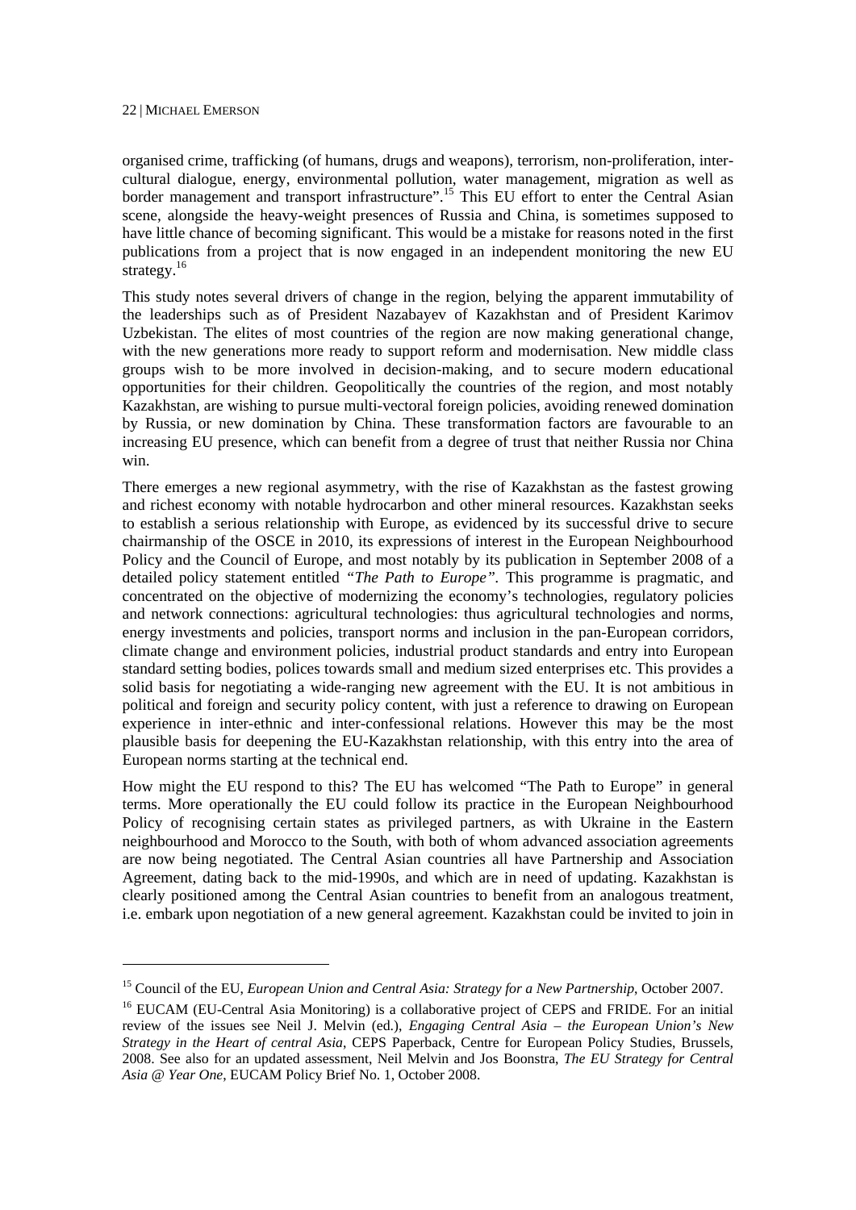organised crime, trafficking (of humans, drugs and weapons), terrorism, non-proliferation, inter-cultural dialogue, energy, environmental pollution, water management, migration as well as border management and transport infrastructure".[15] This EU effort to enter the Central Asian scene, alongside the heavy-weight presences of Russia and China, is sometimes supposed to have little chance of becoming significant. This would be a mistake for reasons noted in the first publications from a project that is now engaged in an independent monitoring the new EU strategy.[16]

This study notes several drivers of change in the region, belying the apparent immutability of the leaderships such as of President Nazabayev of Kazakhstan and of President Karimov Uzbekistan. The elites of most countries of the region are now making generational change, with the new generations more ready to support reform and modernisation. New middle class groups wish to be more involved in decision-making, and to secure modern educational opportunities for their children. Geopolitically the countries of the region, and most notably Kazakhstan, are wishing to pursue multi-vectoral foreign policies, avoiding renewed domination by Russia, or new domination by China. These transformation factors are favourable to an increasing EU presence, which can benefit from a degree of trust that neither Russia nor China win.

There emerges a new regional asymmetry, with the rise of Kazakhstan as the fastest growing and richest economy with notable hydrocarbon and other mineral resources. Kazakhstan seeks to establish a serious relationship with Europe, as evidenced by its successful drive to secure chairmanship of the OSCE in 2010, its expressions of interest in the European Neighbourhood Policy and the Council of Europe, and most notably by its publication in September 2008 of a detailed policy statement entitled *"The Path to Europe"*. This programme is pragmatic, and concentrated on the objective of modernizing the economy's technologies, regulatory policies and network connections: agricultural technologies: thus agricultural technologies and norms, energy investments and policies, transport norms and inclusion in the pan-European corridors, climate change and environment policies, industrial product standards and entry into European standard setting bodies, polices towards small and medium sized enterprises etc. This provides a solid basis for negotiating a wide-ranging new agreement with the EU. It is not ambitious in political and foreign and security policy content, with just a reference to drawing on European experience in inter-ethnic and inter-confessional relations. However this may be the most plausible basis for deepening the EU-Kazakhstan relationship, with this entry into the area of European norms starting at the technical end.

How might the EU respond to this? The EU has welcomed "The Path to Europe" in general terms. More operationally the EU could follow its practice in the European Neighbourhood Policy of recognising certain states as privileged partners, as with Ukraine in the Eastern neighbourhood and Morocco to the South, with both of whom advanced association agreements are now being negotiated. The Central Asian countries all have Partnership and Association Agreement, dating back to the mid-1990s, and which are in need of updating. Kazakhstan is clearly positioned among the Central Asian countries to benefit from an analogous treatment, i.e. embark upon negotiation of a new general agreement. Kazakhstan could be invited to join in

---

[15] Council of the EU, *European Union and Central Asia: Strategy for a New Partnership*, October 2007.

[16] EUCAM (EU-Central Asia Monitoring) is a collaborative project of CEPS and FRIDE. For an initial review of the issues see Neil J. Melvin (ed.), *Engaging Central Asia – the European Union's New Strategy in the Heart of central Asia*, CEPS Paperback, Centre for European Policy Studies, Brussels, 2008. See also for an updated assessment, Neil Melvin and Jos Boonstra, *The EU Strategy for Central Asia @ Year One*, EUCAM Policy Brief No. 1, October 2008.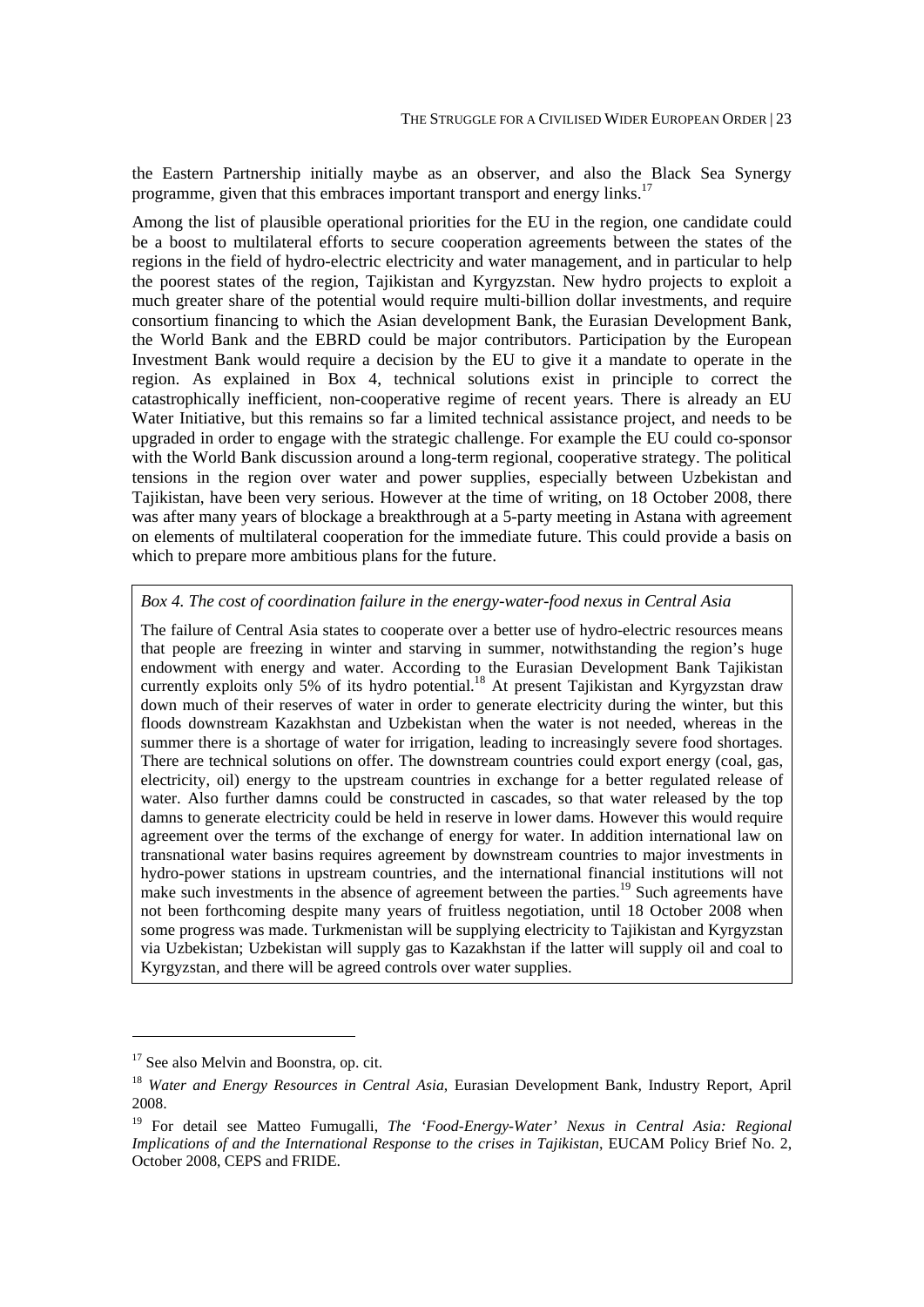the Eastern Partnership initially maybe as an observer, and also the Black Sea Synergy programme, given that this embraces important transport and energy links.[17]

Among the list of plausible operational priorities for the EU in the region, one candidate could be a boost to multilateral efforts to secure cooperation agreements between the states of the regions in the field of hydro-electric electricity and water management, and in particular to help the poorest states of the region, Tajikistan and Kyrgyzstan. New hydro projects to exploit a much greater share of the potential would require multi-billion dollar investments, and require consortium financing to which the Asian development Bank, the Eurasian Development Bank, the World Bank and the EBRD could be major contributors. Participation by the European Investment Bank would require a decision by the EU to give it a mandate to operate in the region. As explained in Box 4, technical solutions exist in principle to correct the catastrophically inefficient, non-cooperative regime of recent years. There is already an EU Water Initiative, but this remains so far a limited technical assistance project, and needs to be upgraded in order to engage with the strategic challenge. For example the EU could co-sponsor with the World Bank discussion around a long-term regional, cooperative strategy. The political tensions in the region over water and power supplies, especially between Uzbekistan and Tajikistan, have been very serious. However at the time of writing, on 18 October 2008, there was after many years of blockage a breakthrough at a 5-party meeting in Astana with agreement on elements of multilateral cooperation for the immediate future. This could provide a basis on which to prepare more ambitious plans for the future.

*Box 4. The cost of coordination failure in the energy-water-food nexus in Central Asia*

The failure of Central Asia states to cooperate over a better use of hydro-electric resources means that people are freezing in winter and starving in summer, notwithstanding the region's huge endowment with energy and water. According to the Eurasian Development Bank Tajikistan currently exploits only 5% of its hydro potential.[18] At present Tajikistan and Kyrgyzstan draw down much of their reserves of water in order to generate electricity during the winter, but this floods downstream Kazakhstan and Uzbekistan when the water is not needed, whereas in the summer there is a shortage of water for irrigation, leading to increasingly severe food shortages. There are technical solutions on offer. The downstream countries could export energy (coal, gas, electricity, oil) energy to the upstream countries in exchange for a better regulated release of water. Also further damns could be constructed in cascades, so that water released by the top damns to generate electricity could be held in reserve in lower dams. However this would require agreement over the terms of the exchange of energy for water. In addition international law on transnational water basins requires agreement by downstream countries to major investments in hydro-power stations in upstream countries, and the international financial institutions will not make such investments in the absence of agreement between the parties.[19] Such agreements have not been forthcoming despite many years of fruitless negotiation, until 18 October 2008 when some progress was made. Turkmenistan will be supplying electricity to Tajikistan and Kyrgyzstan via Uzbekistan; Uzbekistan will supply gas to Kazakhstan if the latter will supply oil and coal to Kyrgyzstan, and there will be agreed controls over water supplies.

---

[17] See also Melvin and Boonstra, op. cit.

[18] *Water and Energy Resources in Central Asia*, Eurasian Development Bank, Industry Report, April 2008.

[19] For detail see Matteo Fumugalli, *The 'Food-Energy-Water' Nexus in Central Asia: Regional Implications of and the International Response to the crises in Tajikistan*, EUCAM Policy Brief No. 2, October 2008, CEPS and FRIDE.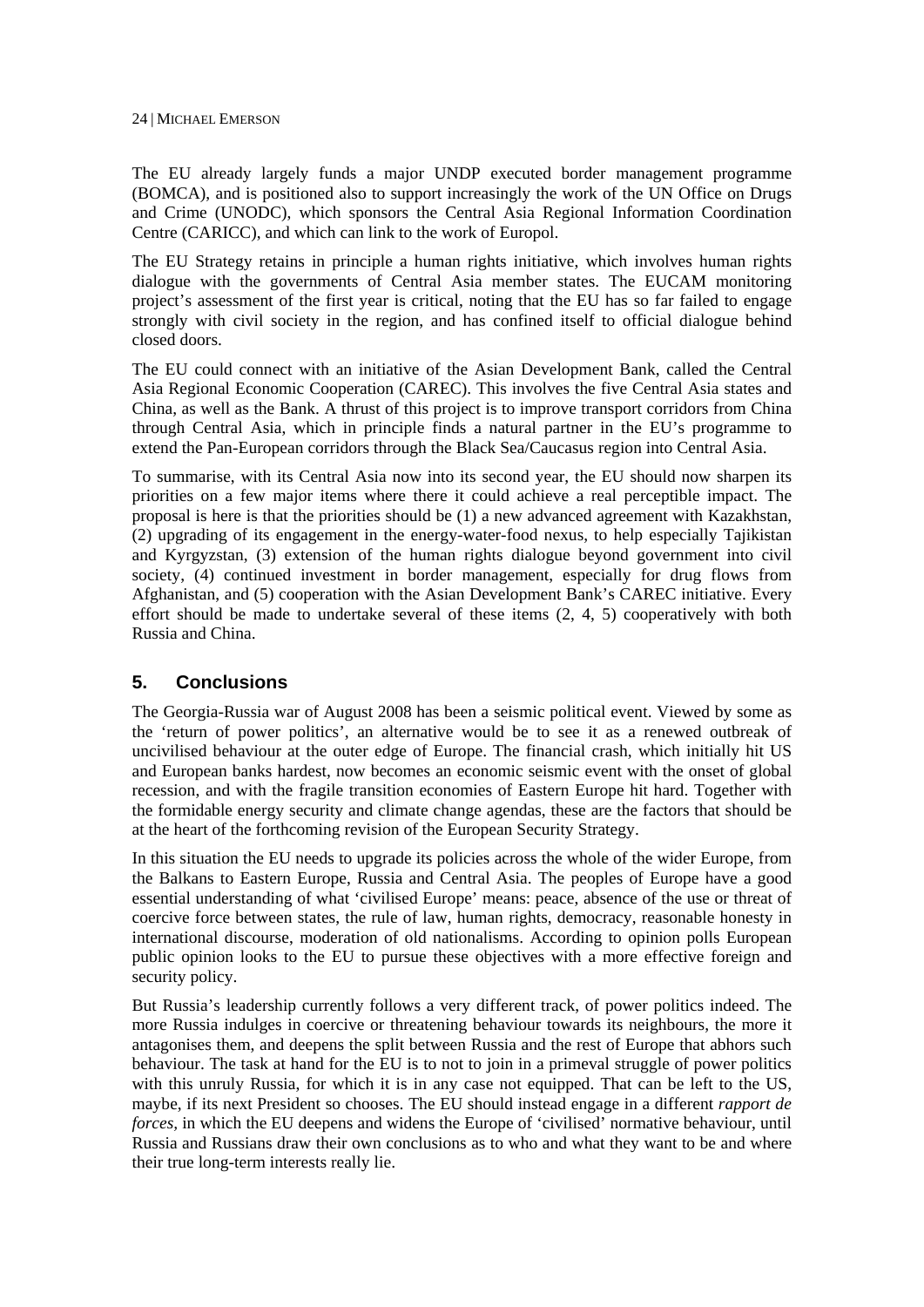The EU already largely funds a major UNDP executed border management programme (BOMCA), and is positioned also to support increasingly the work of the UN Office on Drugs and Crime (UNODC), which sponsors the Central Asia Regional Information Coordination Centre (CARICC), and which can link to the work of Europol.

The EU Strategy retains in principle a human rights initiative, which involves human rights dialogue with the governments of Central Asia member states. The EUCAM monitoring project's assessment of the first year is critical, noting that the EU has so far failed to engage strongly with civil society in the region, and has confined itself to official dialogue behind closed doors.

The EU could connect with an initiative of the Asian Development Bank, called the Central Asia Regional Economic Cooperation (CAREC). This involves the five Central Asia states and China, as well as the Bank. A thrust of this project is to improve transport corridors from China through Central Asia, which in principle finds a natural partner in the EU's programme to extend the Pan-European corridors through the Black Sea/Caucasus region into Central Asia.

To summarise, with its Central Asia now into its second year, the EU should now sharpen its priorities on a few major items where there it could achieve a real perceptible impact. The proposal is here is that the priorities should be (1) a new advanced agreement with Kazakhstan, (2) upgrading of its engagement in the energy-water-food nexus, to help especially Tajikistan and Kyrgyzstan, (3) extension of the human rights dialogue beyond government into civil society, (4) continued investment in border management, especially for drug flows from Afghanistan, and (5) cooperation with the Asian Development Bank's CAREC initiative. Every effort should be made to undertake several of these items (2, 4, 5) cooperatively with both Russia and China.

## 5. Conclusions

The Georgia-Russia war of August 2008 has been a seismic political event. Viewed by some as the 'return of power politics', an alternative would be to see it as a renewed outbreak of uncivilised behaviour at the outer edge of Europe. The financial crash, which initially hit US and European banks hardest, now becomes an economic seismic event with the onset of global recession, and with the fragile transition economies of Eastern Europe hit hard. Together with the formidable energy security and climate change agendas, these are the factors that should be at the heart of the forthcoming revision of the European Security Strategy.

In this situation the EU needs to upgrade its policies across the whole of the wider Europe, from the Balkans to Eastern Europe, Russia and Central Asia. The peoples of Europe have a good essential understanding of what 'civilised Europe' means: peace, absence of the use or threat of coercive force between states, the rule of law, human rights, democracy, reasonable honesty in international discourse, moderation of old nationalisms. According to opinion polls European public opinion looks to the EU to pursue these objectives with a more effective foreign and security policy.

But Russia's leadership currently follows a very different track, of power politics indeed. The more Russia indulges in coercive or threatening behaviour towards its neighbours, the more it antagonises them, and deepens the split between Russia and the rest of Europe that abhors such behaviour. The task at hand for the EU is to not to join in a primeval struggle of power politics with this unruly Russia, for which it is in any case not equipped. That can be left to the US, maybe, if its next President so chooses. The EU should instead engage in a different *rapport de forces*, in which the EU deepens and widens the Europe of 'civilised' normative behaviour, until Russia and Russians draw their own conclusions as to who and what they want to be and where their true long-term interests really lie.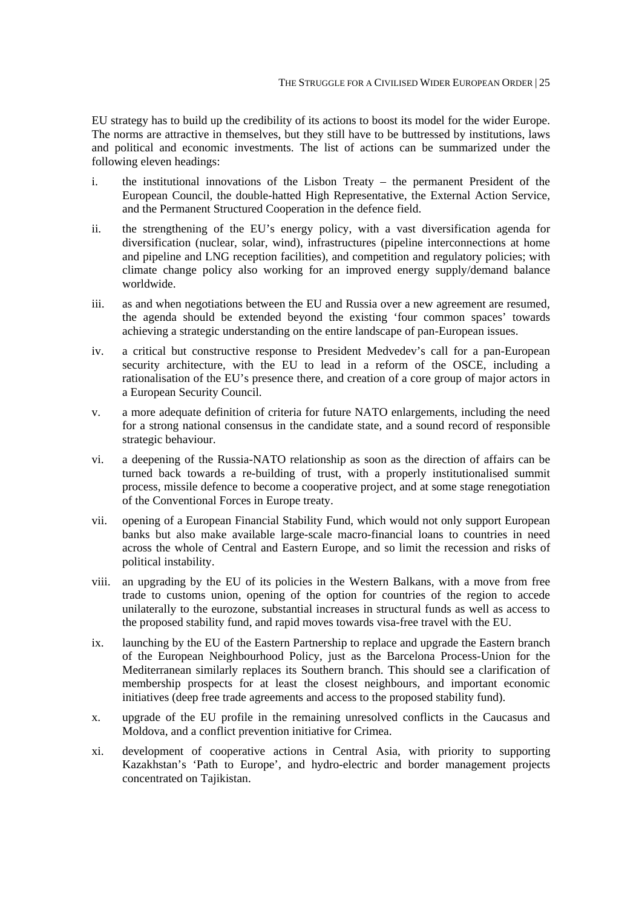EU strategy has to build up the credibility of its actions to boost its model for the wider Europe. The norms are attractive in themselves, but they still have to be buttressed by institutions, laws and political and economic investments. The list of actions can be summarized under the following eleven headings:

i. the institutional innovations of the Lisbon Treaty – the permanent President of the European Council, the double-hatted High Representative, the External Action Service, and the Permanent Structured Cooperation in the defence field.

ii. the strengthening of the EU's energy policy, with a vast diversification agenda for diversification (nuclear, solar, wind), infrastructures (pipeline interconnections at home and pipeline and LNG reception facilities), and competition and regulatory policies; with climate change policy also working for an improved energy supply/demand balance worldwide.

iii. as and when negotiations between the EU and Russia over a new agreement are resumed, the agenda should be extended beyond the existing 'four common spaces' towards achieving a strategic understanding on the entire landscape of pan-European issues.

iv. a critical but constructive response to President Medvedev's call for a pan-European security architecture, with the EU to lead in a reform of the OSCE, including a rationalisation of the EU's presence there, and creation of a core group of major actors in a European Security Council.

v. a more adequate definition of criteria for future NATO enlargements, including the need for a strong national consensus in the candidate state, and a sound record of responsible strategic behaviour.

vi. a deepening of the Russia-NATO relationship as soon as the direction of affairs can be turned back towards a re-building of trust, with a properly institutionalised summit process, missile defence to become a cooperative project, and at some stage renegotiation of the Conventional Forces in Europe treaty.

vii. opening of a European Financial Stability Fund, which would not only support European banks but also make available large-scale macro-financial loans to countries in need across the whole of Central and Eastern Europe, and so limit the recession and risks of political instability.

viii. an upgrading by the EU of its policies in the Western Balkans, with a move from free trade to customs union, opening of the option for countries of the region to accede unilaterally to the eurozone, substantial increases in structural funds as well as access to the proposed stability fund, and rapid moves towards visa-free travel with the EU.

ix. launching by the EU of the Eastern Partnership to replace and upgrade the Eastern branch of the European Neighbourhood Policy, just as the Barcelona Process-Union for the Mediterranean similarly replaces its Southern branch. This should see a clarification of membership prospects for at least the closest neighbours, and important economic initiatives (deep free trade agreements and access to the proposed stability fund).

x. upgrade of the EU profile in the remaining unresolved conflicts in the Caucasus and Moldova, and a conflict prevention initiative for Crimea.

xi. development of cooperative actions in Central Asia, with priority to supporting Kazakhstan's 'Path to Europe', and hydro-electric and border management projects concentrated on Tajikistan.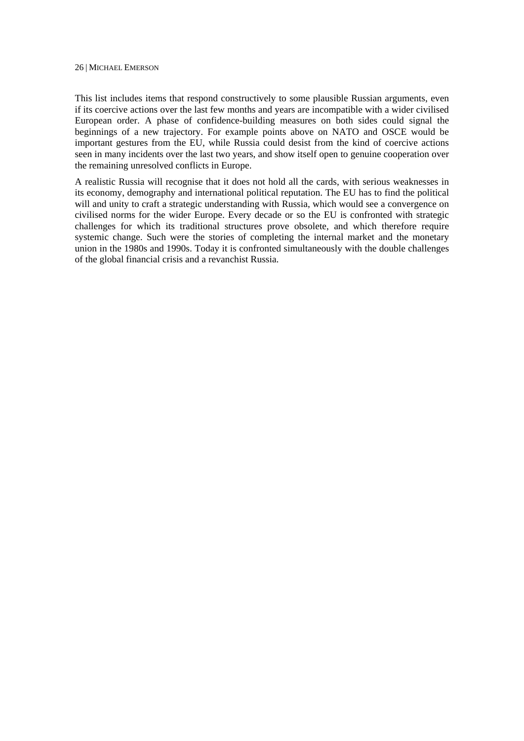This list includes items that respond constructively to some plausible Russian arguments, even if its coercive actions over the last few months and years are incompatible with a wider civilised European order. A phase of confidence-building measures on both sides could signal the beginnings of a new trajectory. For example points above on NATO and OSCE would be important gestures from the EU, while Russia could desist from the kind of coercive actions seen in many incidents over the last two years, and show itself open to genuine cooperation over the remaining unresolved conflicts in Europe.

A realistic Russia will recognise that it does not hold all the cards, with serious weaknesses in its economy, demography and international political reputation. The EU has to find the political will and unity to craft a strategic understanding with Russia, which would see a convergence on civilised norms for the wider Europe. Every decade or so the EU is confronted with strategic challenges for which its traditional structures prove obsolete, and which therefore require systemic change. Such were the stories of completing the internal market and the monetary union in the 1980s and 1990s. Today it is confronted simultaneously with the double challenges of the global financial crisis and a revanchist Russia.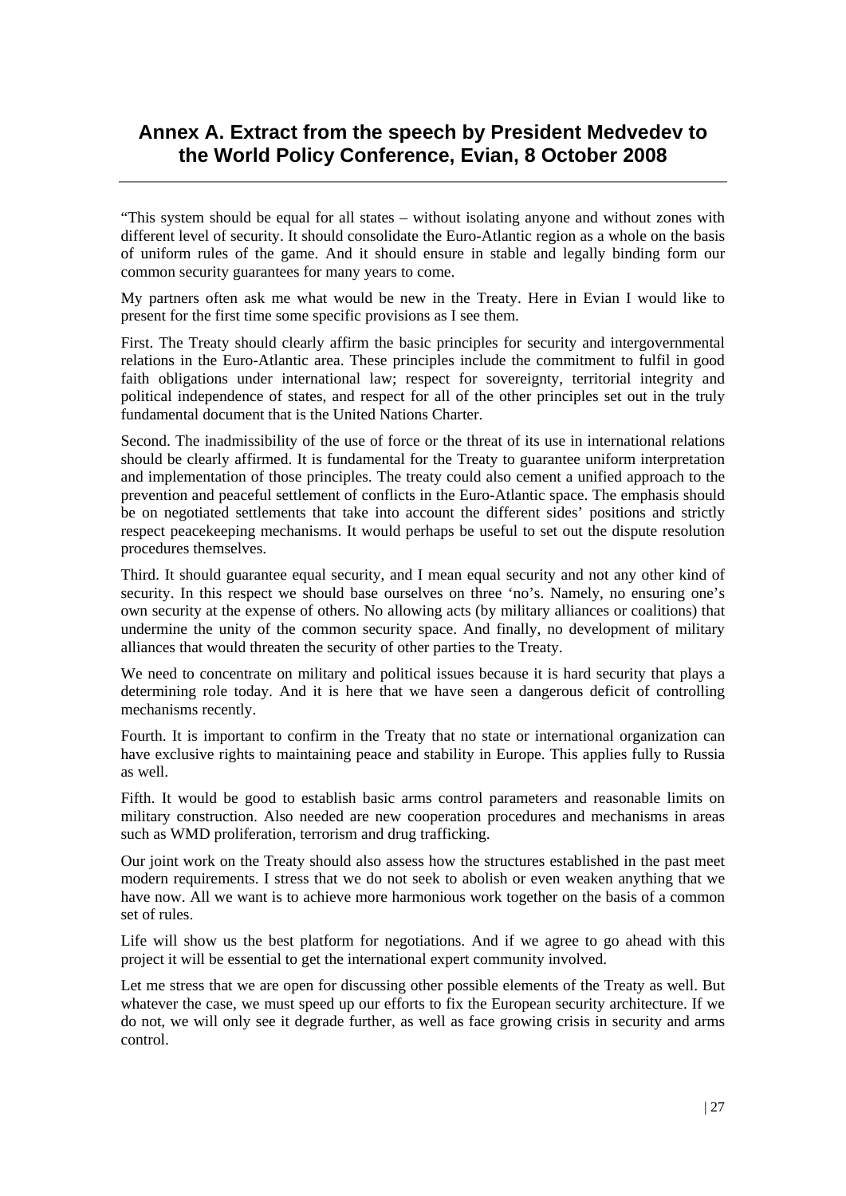# Annex A. Extract from the speech by President Medvedev to the World Policy Conference, Evian, 8 October 2008

"This system should be equal for all states – without isolating anyone and without zones with different level of security. It should consolidate the Euro-Atlantic region as a whole on the basis of uniform rules of the game. And it should ensure in stable and legally binding form our common security guarantees for many years to come.

My partners often ask me what would be new in the Treaty. Here in Evian I would like to present for the first time some specific provisions as I see them.

First. The Treaty should clearly affirm the basic principles for security and intergovernmental relations in the Euro-Atlantic area. These principles include the commitment to fulfil in good faith obligations under international law; respect for sovereignty, territorial integrity and political independence of states, and respect for all of the other principles set out in the truly fundamental document that is the United Nations Charter.

Second. The inadmissibility of the use of force or the threat of its use in international relations should be clearly affirmed. It is fundamental for the Treaty to guarantee uniform interpretation and implementation of those principles. The treaty could also cement a unified approach to the prevention and peaceful settlement of conflicts in the Euro-Atlantic space. The emphasis should be on negotiated settlements that take into account the different sides' positions and strictly respect peacekeeping mechanisms. It would perhaps be useful to set out the dispute resolution procedures themselves.

Third. It should guarantee equal security, and I mean equal security and not any other kind of security. In this respect we should base ourselves on three 'no's. Namely, no ensuring one's own security at the expense of others. No allowing acts (by military alliances or coalitions) that undermine the unity of the common security space. And finally, no development of military alliances that would threaten the security of other parties to the Treaty.

We need to concentrate on military and political issues because it is hard security that plays a determining role today. And it is here that we have seen a dangerous deficit of controlling mechanisms recently.

Fourth. It is important to confirm in the Treaty that no state or international organization can have exclusive rights to maintaining peace and stability in Europe. This applies fully to Russia as well.

Fifth. It would be good to establish basic arms control parameters and reasonable limits on military construction. Also needed are new cooperation procedures and mechanisms in areas such as WMD proliferation, terrorism and drug trafficking.

Our joint work on the Treaty should also assess how the structures established in the past meet modern requirements. I stress that we do not seek to abolish or even weaken anything that we have now. All we want is to achieve more harmonious work together on the basis of a common set of rules.

Life will show us the best platform for negotiations. And if we agree to go ahead with this project it will be essential to get the international expert community involved.

Let me stress that we are open for discussing other possible elements of the Treaty as well. But whatever the case, we must speed up our efforts to fix the European security architecture. If we do not, we will only see it degrade further, as well as face growing crisis in security and arms control.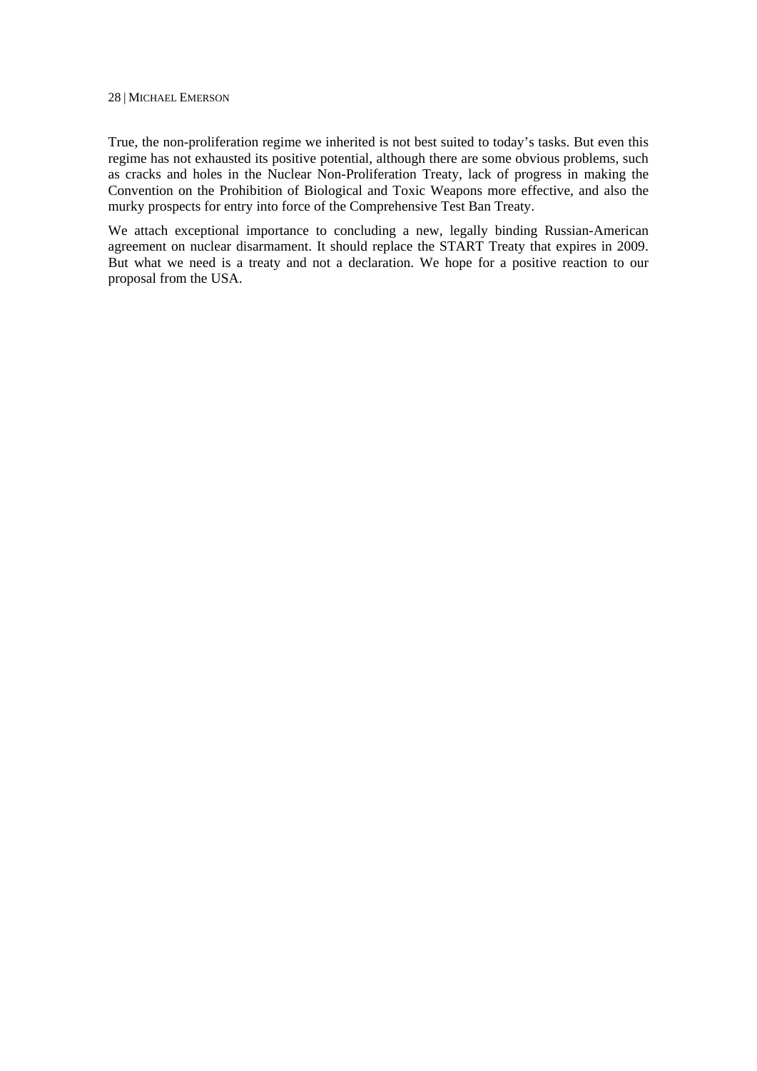True, the non-proliferation regime we inherited is not best suited to today's tasks. But even this regime has not exhausted its positive potential, although there are some obvious problems, such as cracks and holes in the Nuclear Non-Proliferation Treaty, lack of progress in making the Convention on the Prohibition of Biological and Toxic Weapons more effective, and also the murky prospects for entry into force of the Comprehensive Test Ban Treaty.

We attach exceptional importance to concluding a new, legally binding Russian-American agreement on nuclear disarmament. It should replace the START Treaty that expires in 2009. But what we need is a treaty and not a declaration. We hope for a positive reaction to our proposal from the USA.